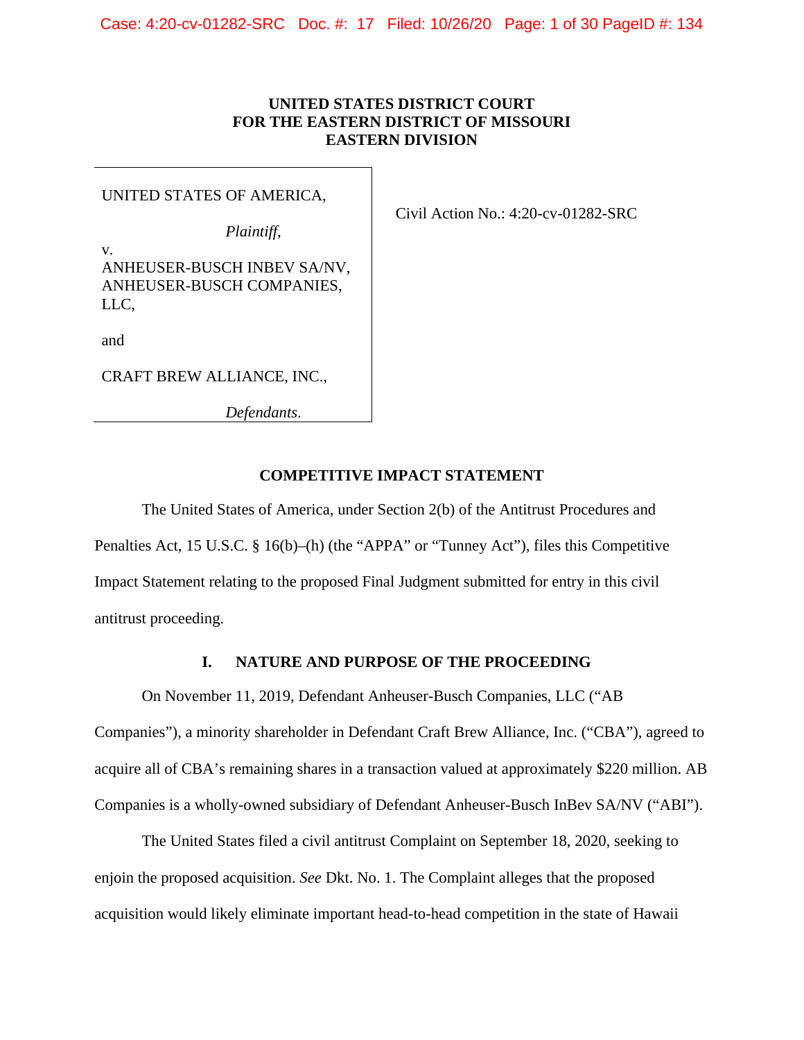**UNITED STATES DISTRICT COURT**
**FOR THE EASTERN DISTRICT OF MISSOURI**
**EASTERN DIVISION**

UNITED STATES OF AMERICA,

*Plaintiff*,

v.

ANHEUSER-BUSCH INBEV SA/NV, ANHEUSER-BUSCH COMPANIES, LLC,

and

CRAFT BREW ALLIANCE, INC.,

*Defendants*.

Civil Action No.: 4:20-cv-01282-SRC

## COMPETITIVE IMPACT STATEMENT

The United States of America, under Section 2(b) of the Antitrust Procedures and Penalties Act, 15 U.S.C. § 16(b)–(h) (the "APPA" or "Tunney Act"), files this Competitive Impact Statement relating to the proposed Final Judgment submitted for entry in this civil antitrust proceeding.

## I. NATURE AND PURPOSE OF THE PROCEEDING

On November 11, 2019, Defendant Anheuser-Busch Companies, LLC ("AB Companies"), a minority shareholder in Defendant Craft Brew Alliance, Inc. ("CBA"), agreed to acquire all of CBA's remaining shares in a transaction valued at approximately $220 million. AB Companies is a wholly-owned subsidiary of Defendant Anheuser-Busch InBev SA/NV ("ABI").

The United States filed a civil antitrust Complaint on September 18, 2020, seeking to enjoin the proposed acquisition. *See* Dkt. No. 1. The Complaint alleges that the proposed acquisition would likely eliminate important head-to-head competition in the state of Hawaii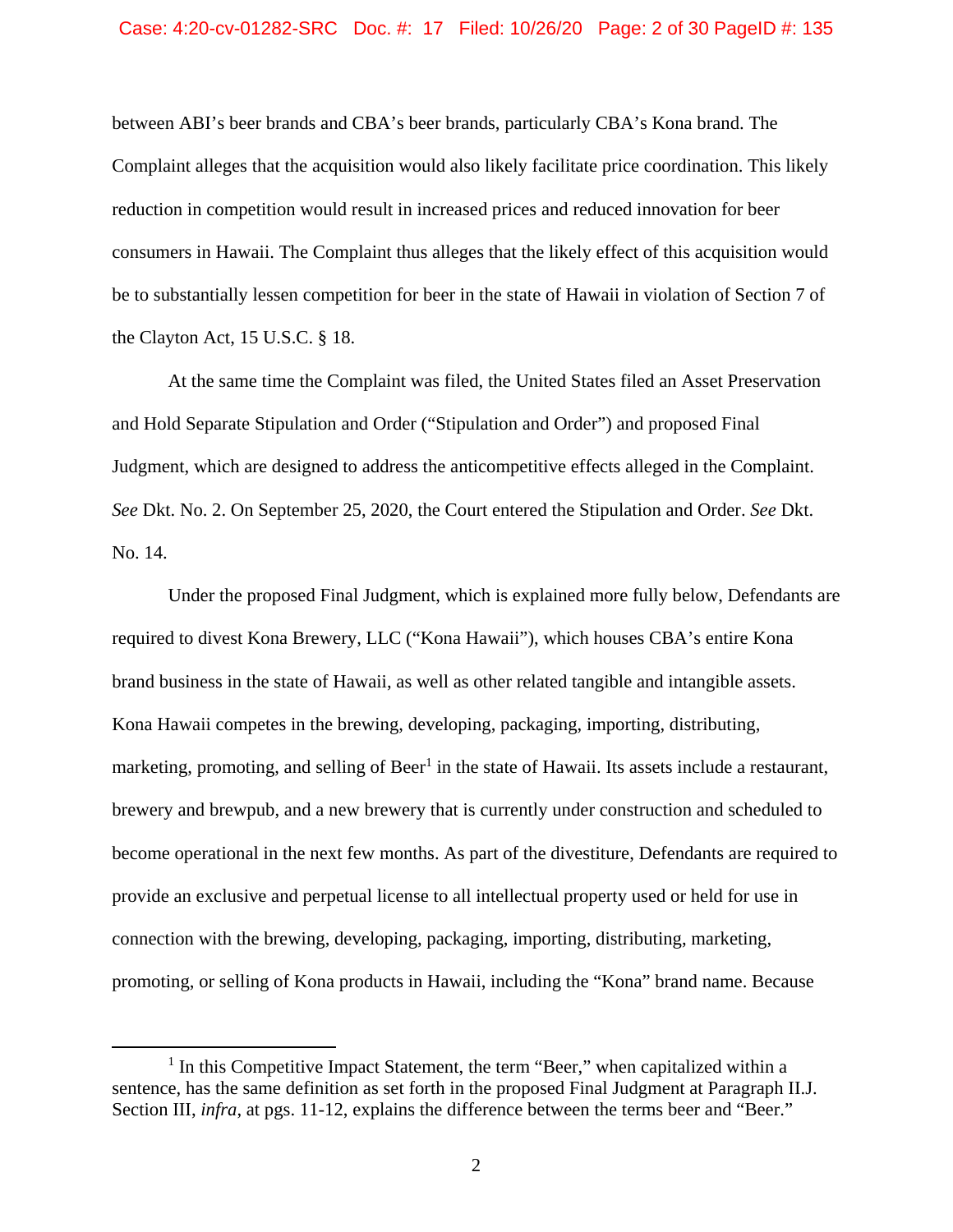between ABI's beer brands and CBA's beer brands, particularly CBA's Kona brand. The Complaint alleges that the acquisition would also likely facilitate price coordination. This likely reduction in competition would result in increased prices and reduced innovation for beer consumers in Hawaii. The Complaint thus alleges that the likely effect of this acquisition would be to substantially lessen competition for beer in the state of Hawaii in violation of Section 7 of the Clayton Act, 15 U.S.C. § 18.

At the same time the Complaint was filed, the United States filed an Asset Preservation and Hold Separate Stipulation and Order ("Stipulation and Order") and proposed Final Judgment, which are designed to address the anticompetitive effects alleged in the Complaint. *See* Dkt. No. 2. On September 25, 2020, the Court entered the Stipulation and Order. *See* Dkt. No. 14.

Under the proposed Final Judgment, which is explained more fully below, Defendants are required to divest Kona Brewery, LLC ("Kona Hawaii"), which houses CBA's entire Kona brand business in the state of Hawaii, as well as other related tangible and intangible assets. Kona Hawaii competes in the brewing, developing, packaging, importing, distributing, marketing, promoting, and selling of Beer[1] in the state of Hawaii. Its assets include a restaurant, brewery and brewpub, and a new brewery that is currently under construction and scheduled to become operational in the next few months. As part of the divestiture, Defendants are required to provide an exclusive and perpetual license to all intellectual property used or held for use in connection with the brewing, developing, packaging, importing, distributing, marketing, promoting, or selling of Kona products in Hawaii, including the "Kona" brand name. Because

[1] In this Competitive Impact Statement, the term "Beer," when capitalized within a sentence, has the same definition as set forth in the proposed Final Judgment at Paragraph II.J. Section III, *infra*, at pgs. 11-12, explains the difference between the terms beer and "Beer."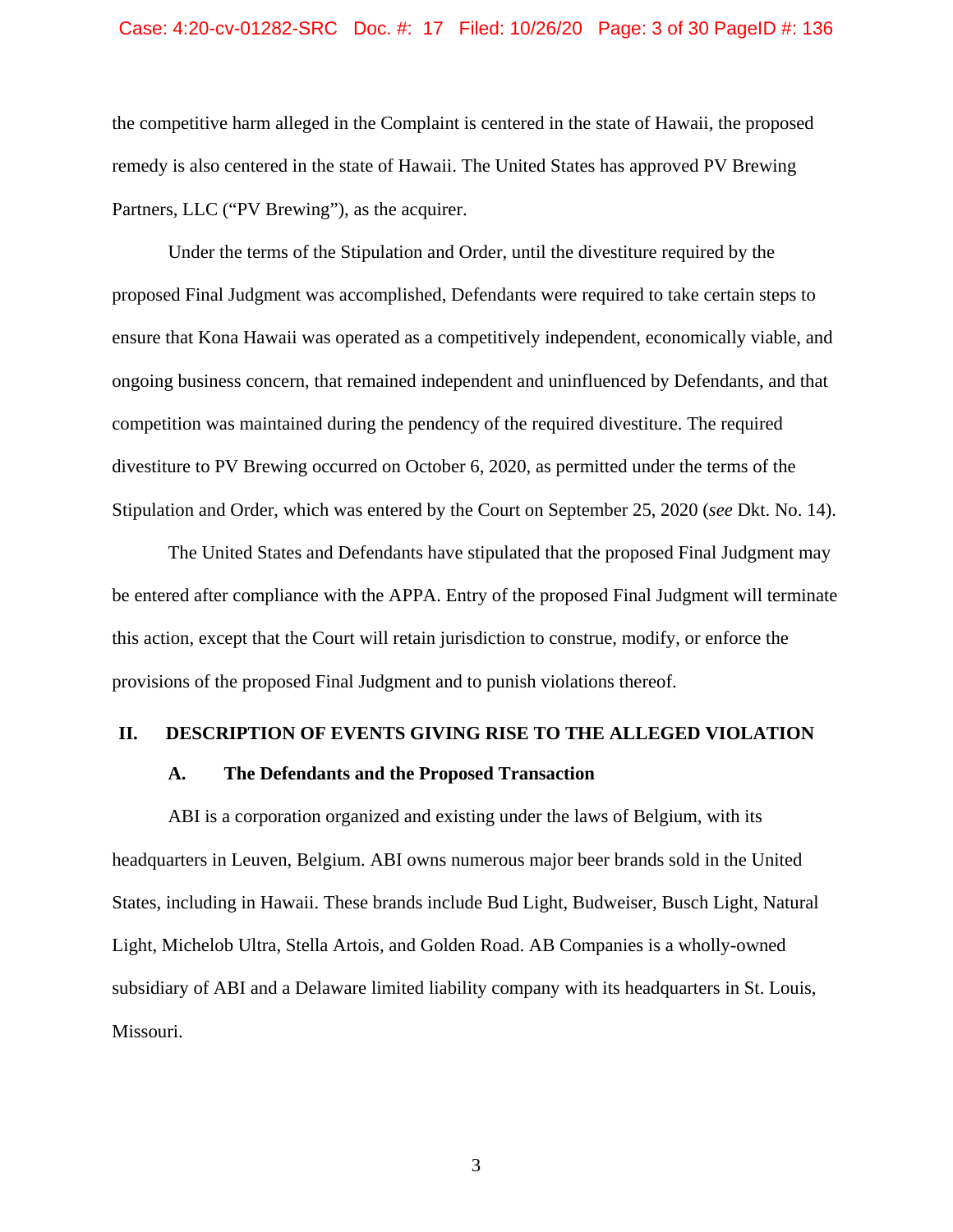the competitive harm alleged in the Complaint is centered in the state of Hawaii, the proposed remedy is also centered in the state of Hawaii. The United States has approved PV Brewing Partners, LLC ("PV Brewing"), as the acquirer.

Under the terms of the Stipulation and Order, until the divestiture required by the proposed Final Judgment was accomplished, Defendants were required to take certain steps to ensure that Kona Hawaii was operated as a competitively independent, economically viable, and ongoing business concern, that remained independent and uninfluenced by Defendants, and that competition was maintained during the pendency of the required divestiture. The required divestiture to PV Brewing occurred on October 6, 2020, as permitted under the terms of the Stipulation and Order, which was entered by the Court on September 25, 2020 (*see* Dkt. No. 14).

The United States and Defendants have stipulated that the proposed Final Judgment may be entered after compliance with the APPA. Entry of the proposed Final Judgment will terminate this action, except that the Court will retain jurisdiction to construe, modify, or enforce the provisions of the proposed Final Judgment and to punish violations thereof.

## II. DESCRIPTION OF EVENTS GIVING RISE TO THE ALLEGED VIOLATION

### A. The Defendants and the Proposed Transaction

ABI is a corporation organized and existing under the laws of Belgium, with its headquarters in Leuven, Belgium. ABI owns numerous major beer brands sold in the United States, including in Hawaii. These brands include Bud Light, Budweiser, Busch Light, Natural Light, Michelob Ultra, Stella Artois, and Golden Road. AB Companies is a wholly-owned subsidiary of ABI and a Delaware limited liability company with its headquarters in St. Louis, Missouri.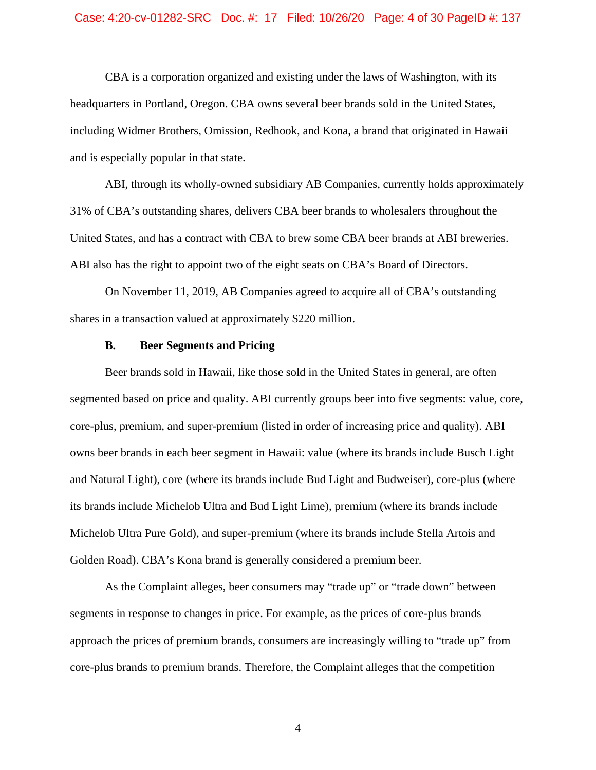CBA is a corporation organized and existing under the laws of Washington, with its headquarters in Portland, Oregon. CBA owns several beer brands sold in the United States, including Widmer Brothers, Omission, Redhook, and Kona, a brand that originated in Hawaii and is especially popular in that state.

ABI, through its wholly-owned subsidiary AB Companies, currently holds approximately 31% of CBA's outstanding shares, delivers CBA beer brands to wholesalers throughout the United States, and has a contract with CBA to brew some CBA beer brands at ABI breweries. ABI also has the right to appoint two of the eight seats on CBA's Board of Directors.

On November 11, 2019, AB Companies agreed to acquire all of CBA's outstanding shares in a transaction valued at approximately $220 million.

### B. Beer Segments and Pricing

Beer brands sold in Hawaii, like those sold in the United States in general, are often segmented based on price and quality. ABI currently groups beer into five segments: value, core, core-plus, premium, and super-premium (listed in order of increasing price and quality). ABI owns beer brands in each beer segment in Hawaii: value (where its brands include Busch Light and Natural Light), core (where its brands include Bud Light and Budweiser), core-plus (where its brands include Michelob Ultra and Bud Light Lime), premium (where its brands include Michelob Ultra Pure Gold), and super-premium (where its brands include Stella Artois and Golden Road). CBA's Kona brand is generally considered a premium beer.

As the Complaint alleges, beer consumers may "trade up" or "trade down" between segments in response to changes in price. For example, as the prices of core-plus brands approach the prices of premium brands, consumers are increasingly willing to "trade up" from core-plus brands to premium brands. Therefore, the Complaint alleges that the competition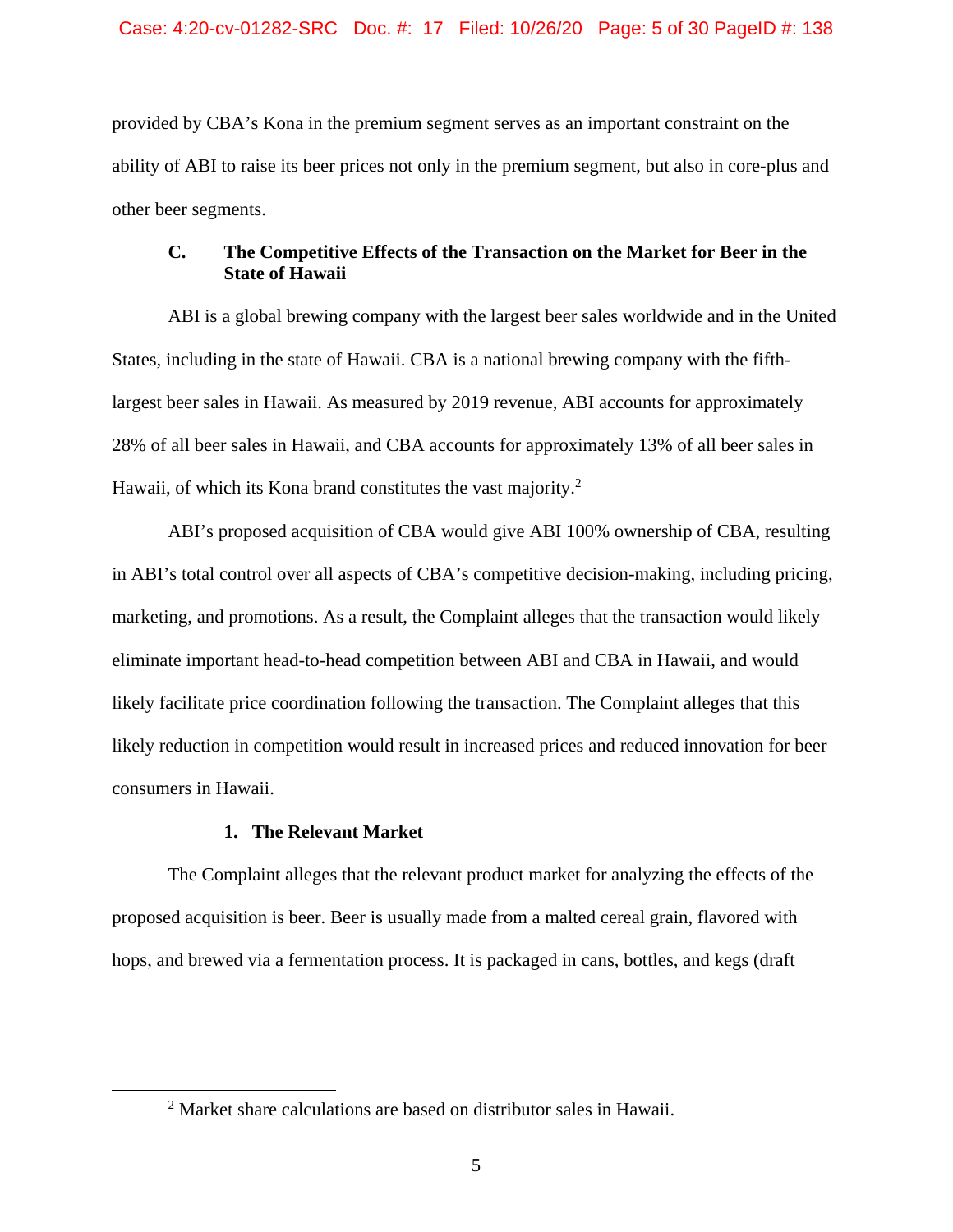provided by CBA's Kona in the premium segment serves as an important constraint on the ability of ABI to raise its beer prices not only in the premium segment, but also in core-plus and other beer segments.

### C. The Competitive Effects of the Transaction on the Market for Beer in the State of Hawaii

ABI is a global brewing company with the largest beer sales worldwide and in the United States, including in the state of Hawaii. CBA is a national brewing company with the fifth-largest beer sales in Hawaii. As measured by 2019 revenue, ABI accounts for approximately 28% of all beer sales in Hawaii, and CBA accounts for approximately 13% of all beer sales in Hawaii, of which its Kona brand constitutes the vast majority.[2]

ABI's proposed acquisition of CBA would give ABI 100% ownership of CBA, resulting in ABI's total control over all aspects of CBA's competitive decision-making, including pricing, marketing, and promotions. As a result, the Complaint alleges that the transaction would likely eliminate important head-to-head competition between ABI and CBA in Hawaii, and would likely facilitate price coordination following the transaction. The Complaint alleges that this likely reduction in competition would result in increased prices and reduced innovation for beer consumers in Hawaii.

#### 1. The Relevant Market

The Complaint alleges that the relevant product market for analyzing the effects of the proposed acquisition is beer. Beer is usually made from a malted cereal grain, flavored with hops, and brewed via a fermentation process. It is packaged in cans, bottles, and kegs (draft

---

[2] Market share calculations are based on distributor sales in Hawaii.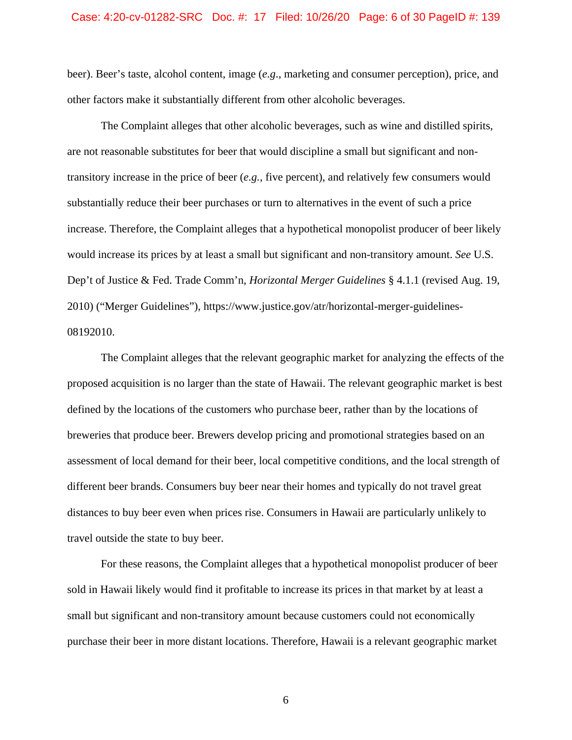beer). Beer's taste, alcohol content, image (*e.g*., marketing and consumer perception), price, and other factors make it substantially different from other alcoholic beverages.

The Complaint alleges that other alcoholic beverages, such as wine and distilled spirits, are not reasonable substitutes for beer that would discipline a small but significant and non-transitory increase in the price of beer (*e.g.*, five percent), and relatively few consumers would substantially reduce their beer purchases or turn to alternatives in the event of such a price increase. Therefore, the Complaint alleges that a hypothetical monopolist producer of beer likely would increase its prices by at least a small but significant and non-transitory amount. *See* U.S. Dep't of Justice & Fed. Trade Comm'n, *Horizontal Merger Guidelines* § 4.1.1 (revised Aug. 19, 2010) ("Merger Guidelines"), https://www.justice.gov/atr/horizontal-merger-guidelines-08192010.

The Complaint alleges that the relevant geographic market for analyzing the effects of the proposed acquisition is no larger than the state of Hawaii. The relevant geographic market is best defined by the locations of the customers who purchase beer, rather than by the locations of breweries that produce beer. Brewers develop pricing and promotional strategies based on an assessment of local demand for their beer, local competitive conditions, and the local strength of different beer brands. Consumers buy beer near their homes and typically do not travel great distances to buy beer even when prices rise. Consumers in Hawaii are particularly unlikely to travel outside the state to buy beer.

For these reasons, the Complaint alleges that a hypothetical monopolist producer of beer sold in Hawaii likely would find it profitable to increase its prices in that market by at least a small but significant and non-transitory amount because customers could not economically purchase their beer in more distant locations. Therefore, Hawaii is a relevant geographic market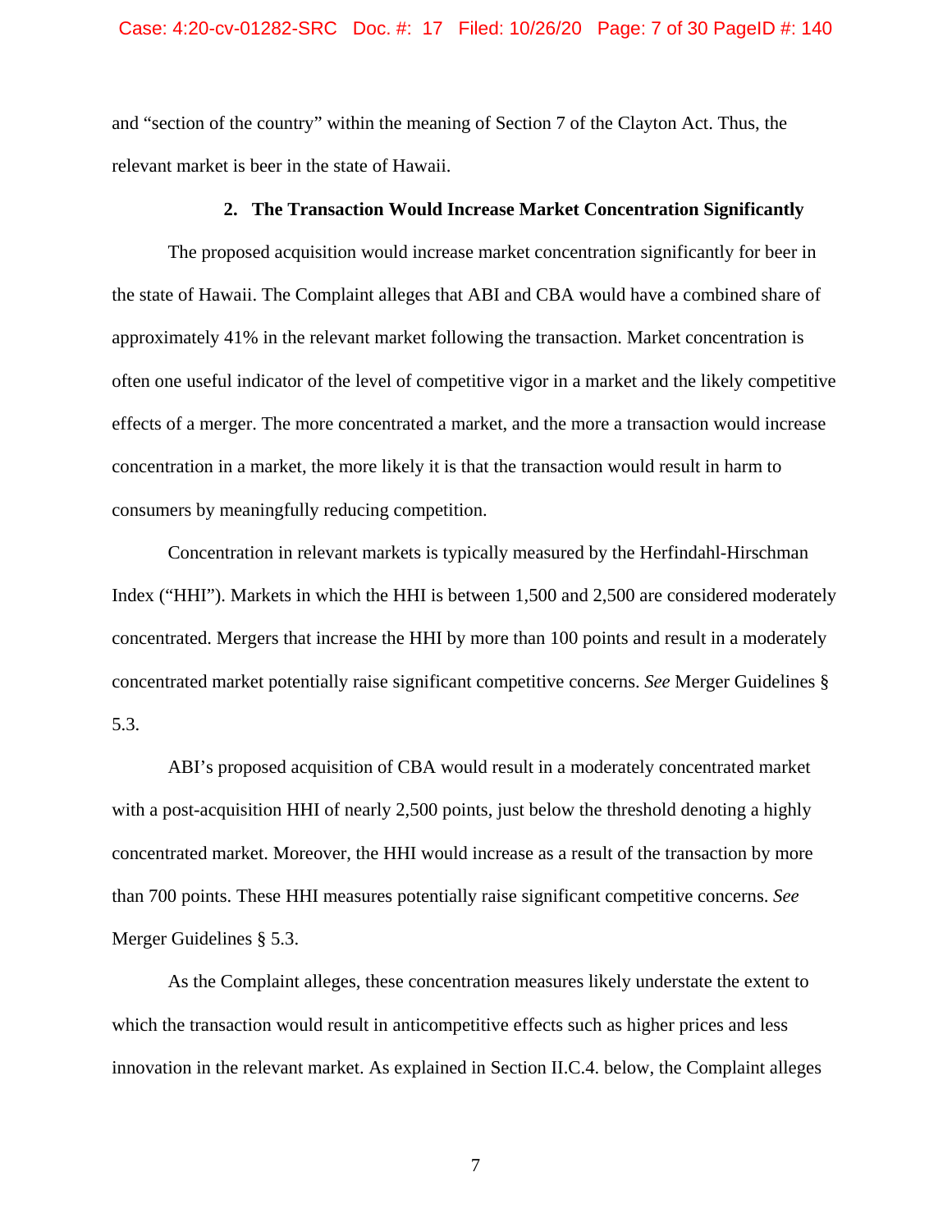and "section of the country" within the meaning of Section 7 of the Clayton Act. Thus, the relevant market is beer in the state of Hawaii.

**2. The Transaction Would Increase Market Concentration Significantly**

The proposed acquisition would increase market concentration significantly for beer in the state of Hawaii. The Complaint alleges that ABI and CBA would have a combined share of approximately 41% in the relevant market following the transaction. Market concentration is often one useful indicator of the level of competitive vigor in a market and the likely competitive effects of a merger. The more concentrated a market, and the more a transaction would increase concentration in a market, the more likely it is that the transaction would result in harm to consumers by meaningfully reducing competition.

Concentration in relevant markets is typically measured by the Herfindahl-Hirschman Index ("HHI"). Markets in which the HHI is between 1,500 and 2,500 are considered moderately concentrated. Mergers that increase the HHI by more than 100 points and result in a moderately concentrated market potentially raise significant competitive concerns. *See* Merger Guidelines § 5.3.

ABI's proposed acquisition of CBA would result in a moderately concentrated market with a post-acquisition HHI of nearly 2,500 points, just below the threshold denoting a highly concentrated market. Moreover, the HHI would increase as a result of the transaction by more than 700 points. These HHI measures potentially raise significant competitive concerns. *See* Merger Guidelines § 5.3.

As the Complaint alleges, these concentration measures likely understate the extent to which the transaction would result in anticompetitive effects such as higher prices and less innovation in the relevant market. As explained in Section II.C.4. below, the Complaint alleges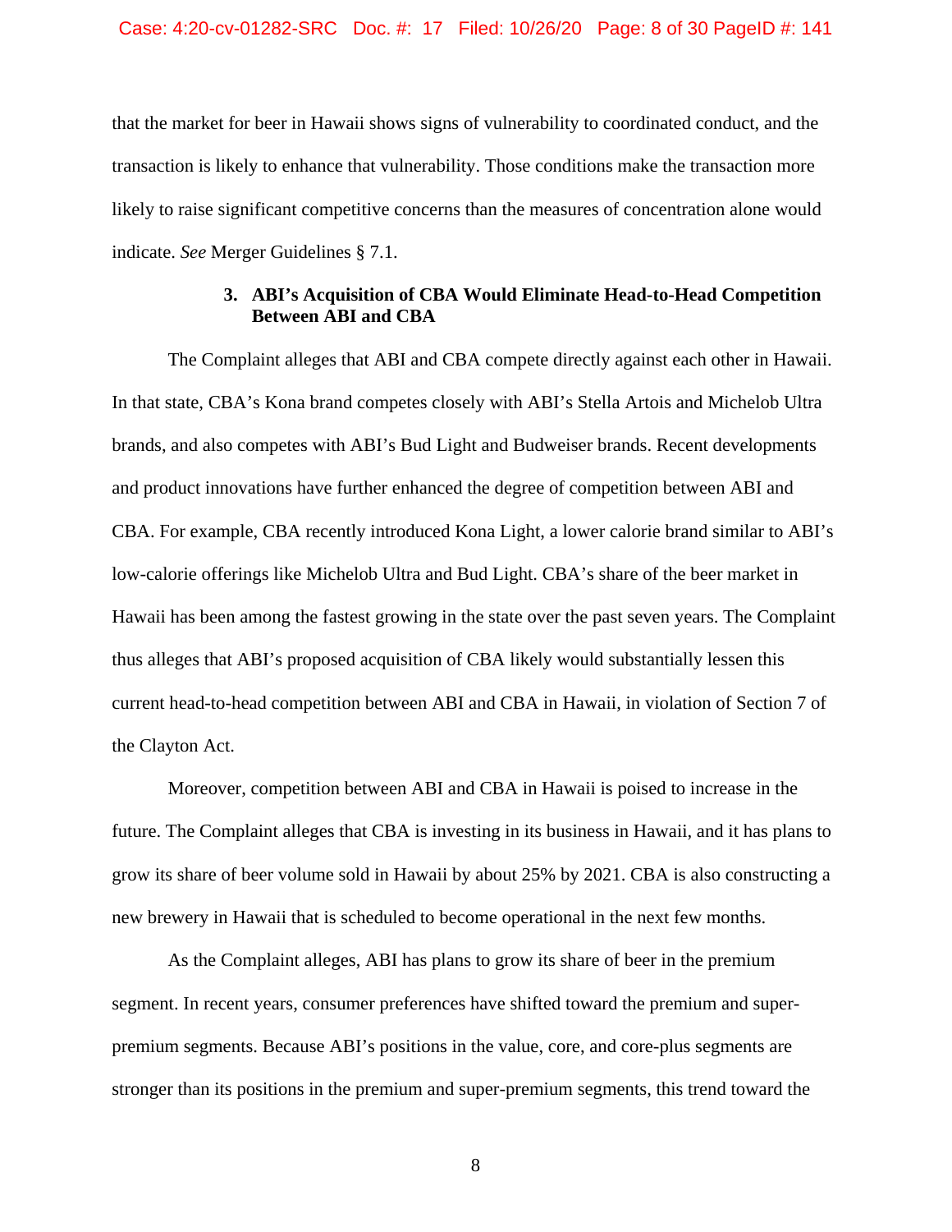that the market for beer in Hawaii shows signs of vulnerability to coordinated conduct, and the transaction is likely to enhance that vulnerability. Those conditions make the transaction more likely to raise significant competitive concerns than the measures of concentration alone would indicate. *See* Merger Guidelines § 7.1.

### 3. ABI's Acquisition of CBA Would Eliminate Head-to-Head Competition Between ABI and CBA

The Complaint alleges that ABI and CBA compete directly against each other in Hawaii. In that state, CBA's Kona brand competes closely with ABI's Stella Artois and Michelob Ultra brands, and also competes with ABI's Bud Light and Budweiser brands. Recent developments and product innovations have further enhanced the degree of competition between ABI and CBA. For example, CBA recently introduced Kona Light, a lower calorie brand similar to ABI's low-calorie offerings like Michelob Ultra and Bud Light. CBA's share of the beer market in Hawaii has been among the fastest growing in the state over the past seven years. The Complaint thus alleges that ABI's proposed acquisition of CBA likely would substantially lessen this current head-to-head competition between ABI and CBA in Hawaii, in violation of Section 7 of the Clayton Act.

Moreover, competition between ABI and CBA in Hawaii is poised to increase in the future. The Complaint alleges that CBA is investing in its business in Hawaii, and it has plans to grow its share of beer volume sold in Hawaii by about 25% by 2021. CBA is also constructing a new brewery in Hawaii that is scheduled to become operational in the next few months.

As the Complaint alleges, ABI has plans to grow its share of beer in the premium segment. In recent years, consumer preferences have shifted toward the premium and super-premium segments. Because ABI's positions in the value, core, and core-plus segments are stronger than its positions in the premium and super-premium segments, this trend toward the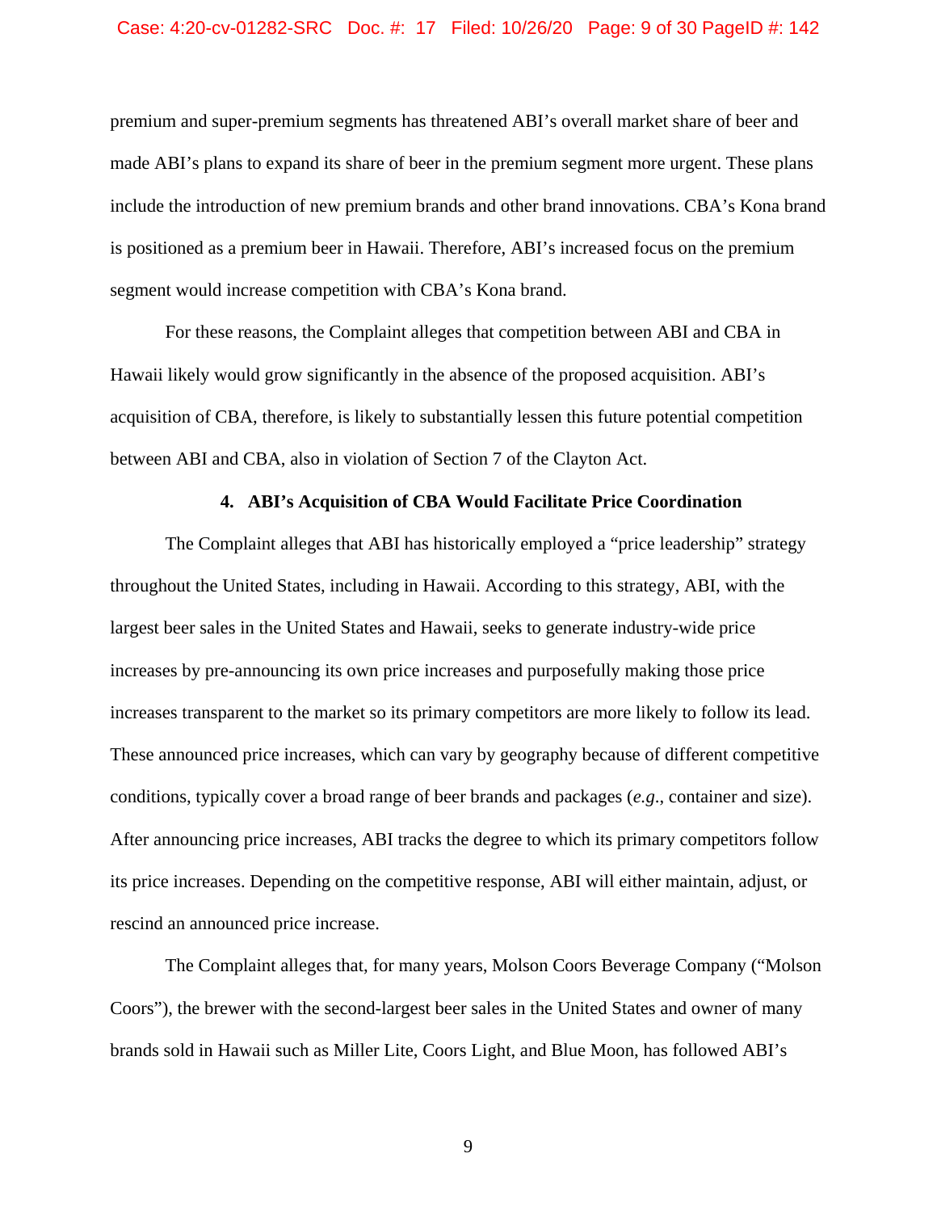premium and super-premium segments has threatened ABI's overall market share of beer and made ABI's plans to expand its share of beer in the premium segment more urgent. These plans include the introduction of new premium brands and other brand innovations. CBA's Kona brand is positioned as a premium beer in Hawaii. Therefore, ABI's increased focus on the premium segment would increase competition with CBA's Kona brand.

For these reasons, the Complaint alleges that competition between ABI and CBA in Hawaii likely would grow significantly in the absence of the proposed acquisition. ABI's acquisition of CBA, therefore, is likely to substantially lessen this future potential competition between ABI and CBA, also in violation of Section 7 of the Clayton Act.

#### 4. ABI's Acquisition of CBA Would Facilitate Price Coordination

The Complaint alleges that ABI has historically employed a "price leadership" strategy throughout the United States, including in Hawaii. According to this strategy, ABI, with the largest beer sales in the United States and Hawaii, seeks to generate industry-wide price increases by pre-announcing its own price increases and purposefully making those price increases transparent to the market so its primary competitors are more likely to follow its lead. These announced price increases, which can vary by geography because of different competitive conditions, typically cover a broad range of beer brands and packages (*e.g.*, container and size). After announcing price increases, ABI tracks the degree to which its primary competitors follow its price increases. Depending on the competitive response, ABI will either maintain, adjust, or rescind an announced price increase.

The Complaint alleges that, for many years, Molson Coors Beverage Company ("Molson Coors"), the brewer with the second-largest beer sales in the United States and owner of many brands sold in Hawaii such as Miller Lite, Coors Light, and Blue Moon, has followed ABI's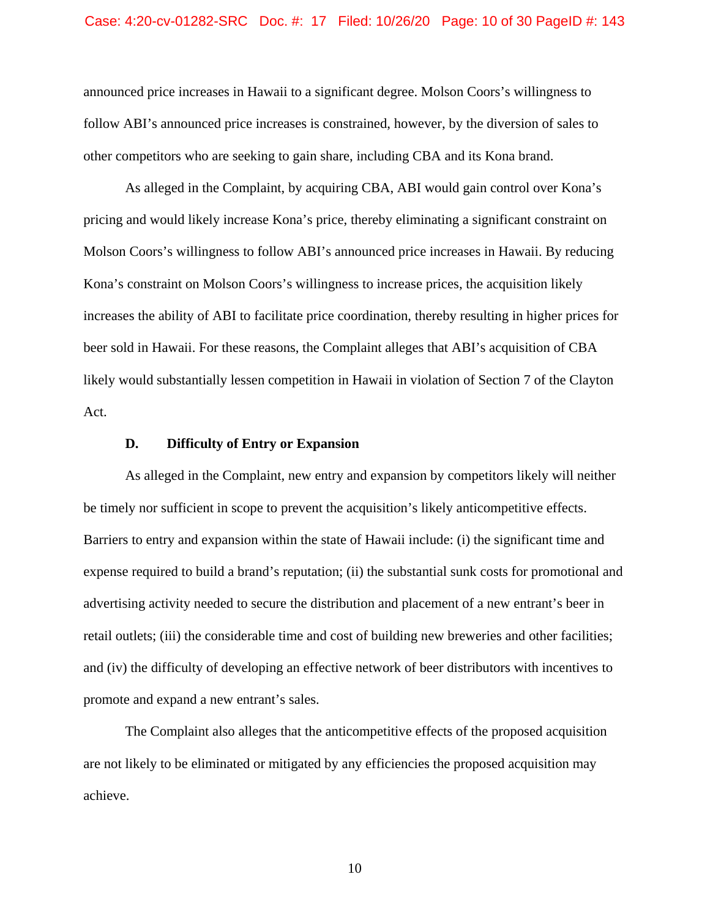announced price increases in Hawaii to a significant degree. Molson Coors's willingness to follow ABI's announced price increases is constrained, however, by the diversion of sales to other competitors who are seeking to gain share, including CBA and its Kona brand.

As alleged in the Complaint, by acquiring CBA, ABI would gain control over Kona's pricing and would likely increase Kona's price, thereby eliminating a significant constraint on Molson Coors's willingness to follow ABI's announced price increases in Hawaii. By reducing Kona's constraint on Molson Coors's willingness to increase prices, the acquisition likely increases the ability of ABI to facilitate price coordination, thereby resulting in higher prices for beer sold in Hawaii. For these reasons, the Complaint alleges that ABI's acquisition of CBA likely would substantially lessen competition in Hawaii in violation of Section 7 of the Clayton Act.

### D. Difficulty of Entry or Expansion

As alleged in the Complaint, new entry and expansion by competitors likely will neither be timely nor sufficient in scope to prevent the acquisition's likely anticompetitive effects. Barriers to entry and expansion within the state of Hawaii include: (i) the significant time and expense required to build a brand's reputation; (ii) the substantial sunk costs for promotional and advertising activity needed to secure the distribution and placement of a new entrant's beer in retail outlets; (iii) the considerable time and cost of building new breweries and other facilities; and (iv) the difficulty of developing an effective network of beer distributors with incentives to promote and expand a new entrant's sales.

The Complaint also alleges that the anticompetitive effects of the proposed acquisition are not likely to be eliminated or mitigated by any efficiencies the proposed acquisition may achieve.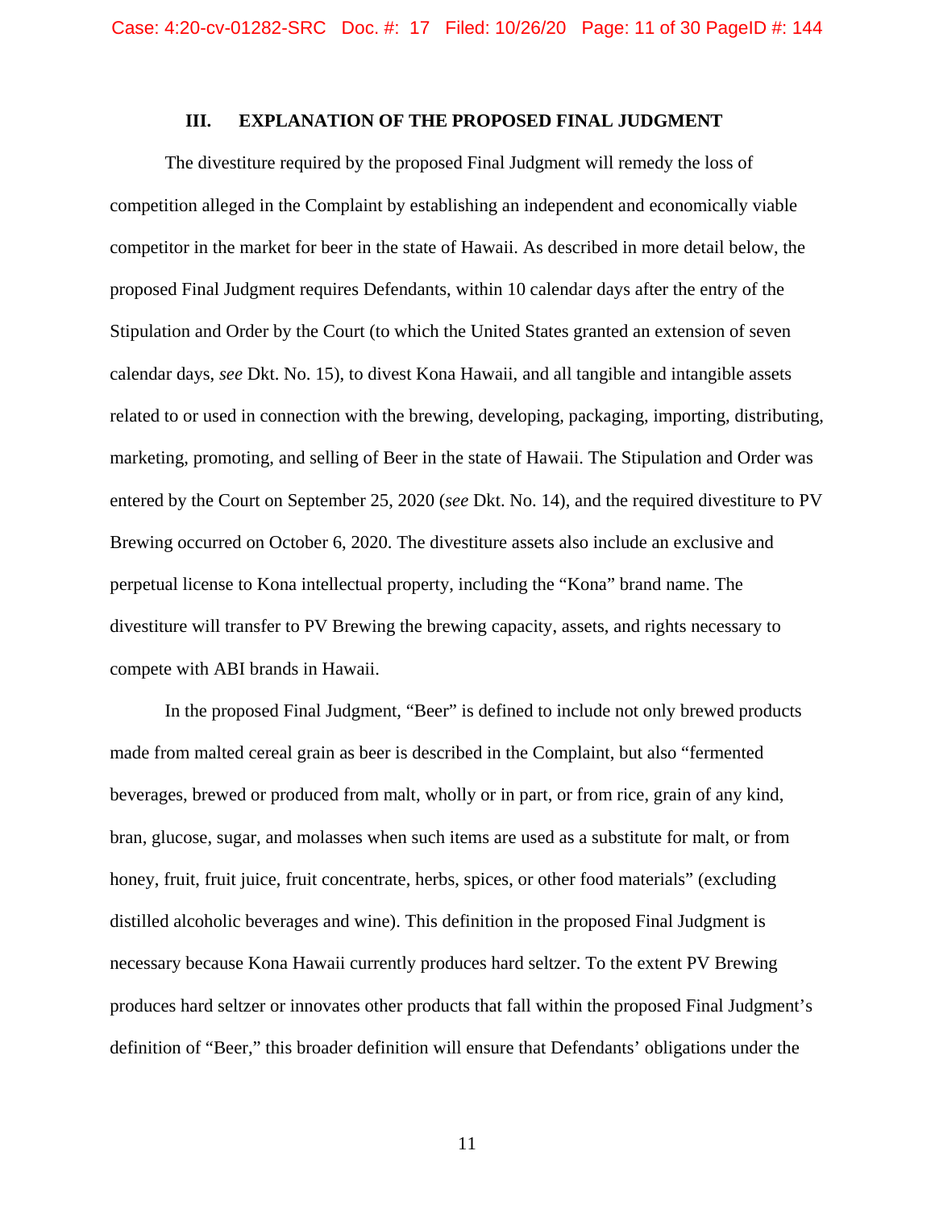## III. EXPLANATION OF THE PROPOSED FINAL JUDGMENT

The divestiture required by the proposed Final Judgment will remedy the loss of competition alleged in the Complaint by establishing an independent and economically viable competitor in the market for beer in the state of Hawaii. As described in more detail below, the proposed Final Judgment requires Defendants, within 10 calendar days after the entry of the Stipulation and Order by the Court (to which the United States granted an extension of seven calendar days, *see* Dkt. No. 15), to divest Kona Hawaii, and all tangible and intangible assets related to or used in connection with the brewing, developing, packaging, importing, distributing, marketing, promoting, and selling of Beer in the state of Hawaii. The Stipulation and Order was entered by the Court on September 25, 2020 (*see* Dkt. No. 14), and the required divestiture to PV Brewing occurred on October 6, 2020. The divestiture assets also include an exclusive and perpetual license to Kona intellectual property, including the "Kona" brand name. The divestiture will transfer to PV Brewing the brewing capacity, assets, and rights necessary to compete with ABI brands in Hawaii.

In the proposed Final Judgment, "Beer" is defined to include not only brewed products made from malted cereal grain as beer is described in the Complaint, but also "fermented beverages, brewed or produced from malt, wholly or in part, or from rice, grain of any kind, bran, glucose, sugar, and molasses when such items are used as a substitute for malt, or from honey, fruit, fruit juice, fruit concentrate, herbs, spices, or other food materials" (excluding distilled alcoholic beverages and wine). This definition in the proposed Final Judgment is necessary because Kona Hawaii currently produces hard seltzer. To the extent PV Brewing produces hard seltzer or innovates other products that fall within the proposed Final Judgment's definition of "Beer," this broader definition will ensure that Defendants' obligations under the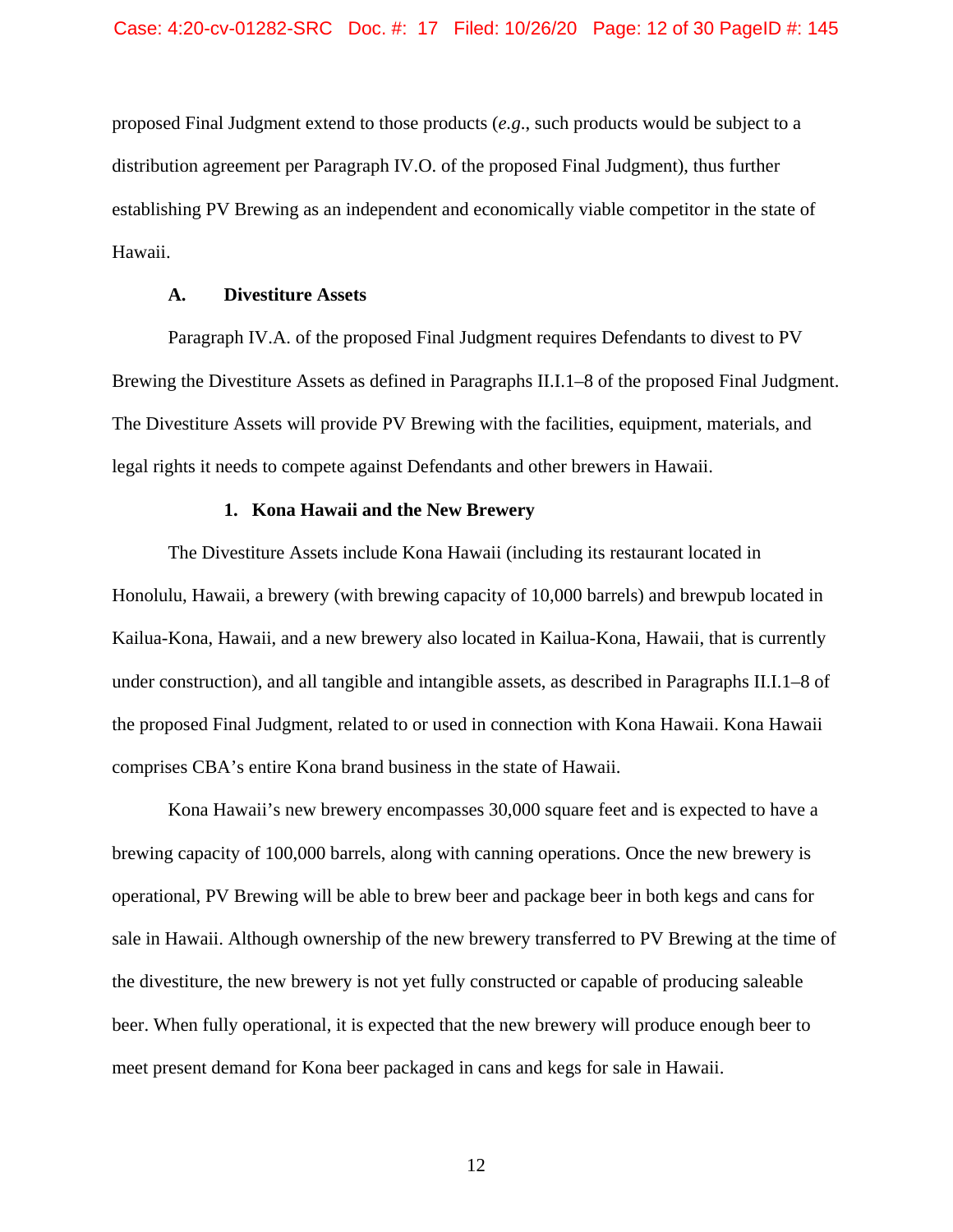proposed Final Judgment extend to those products (*e.g.*, such products would be subject to a distribution agreement per Paragraph IV.O. of the proposed Final Judgment), thus further establishing PV Brewing as an independent and economically viable competitor in the state of Hawaii.

### A. Divestiture Assets

Paragraph IV.A. of the proposed Final Judgment requires Defendants to divest to PV Brewing the Divestiture Assets as defined in Paragraphs II.I.1–8 of the proposed Final Judgment. The Divestiture Assets will provide PV Brewing with the facilities, equipment, materials, and legal rights it needs to compete against Defendants and other brewers in Hawaii.

#### 1. Kona Hawaii and the New Brewery

The Divestiture Assets include Kona Hawaii (including its restaurant located in Honolulu, Hawaii, a brewery (with brewing capacity of 10,000 barrels) and brewpub located in Kailua-Kona, Hawaii, and a new brewery also located in Kailua-Kona, Hawaii, that is currently under construction), and all tangible and intangible assets, as described in Paragraphs II.I.1–8 of the proposed Final Judgment, related to or used in connection with Kona Hawaii. Kona Hawaii comprises CBA's entire Kona brand business in the state of Hawaii.

Kona Hawaii's new brewery encompasses 30,000 square feet and is expected to have a brewing capacity of 100,000 barrels, along with canning operations. Once the new brewery is operational, PV Brewing will be able to brew beer and package beer in both kegs and cans for sale in Hawaii. Although ownership of the new brewery transferred to PV Brewing at the time of the divestiture, the new brewery is not yet fully constructed or capable of producing saleable beer. When fully operational, it is expected that the new brewery will produce enough beer to meet present demand for Kona beer packaged in cans and kegs for sale in Hawaii.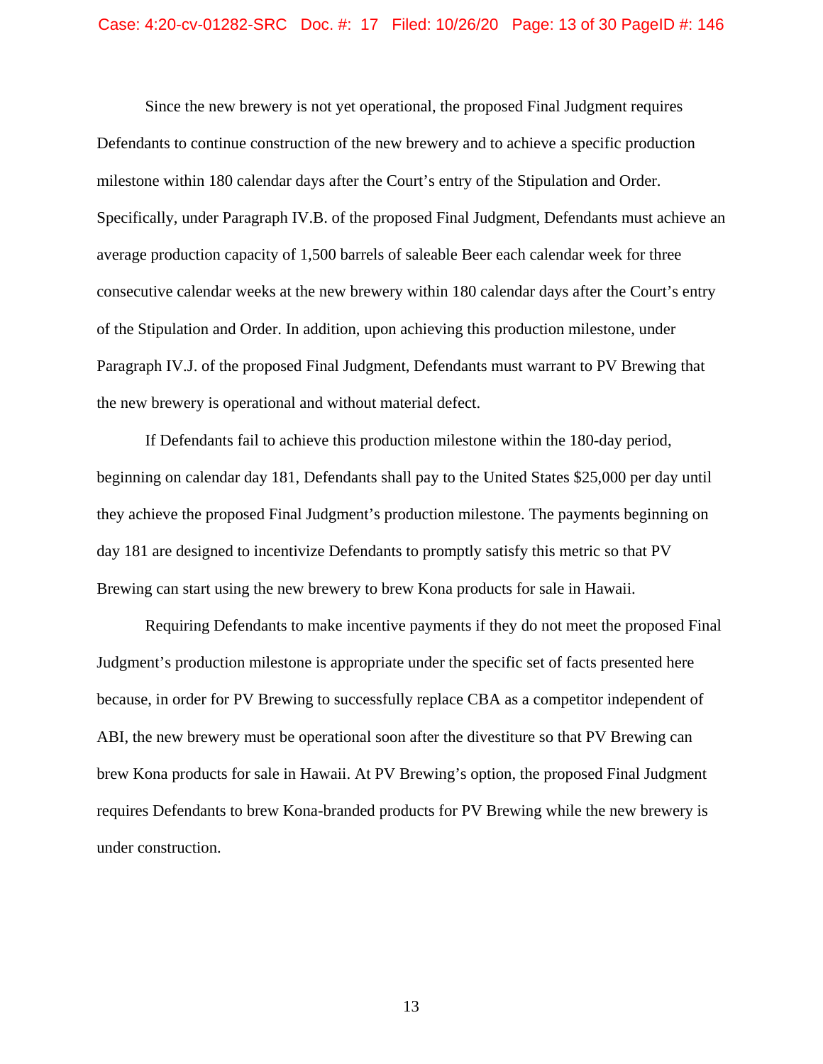Since the new brewery is not yet operational, the proposed Final Judgment requires Defendants to continue construction of the new brewery and to achieve a specific production milestone within 180 calendar days after the Court's entry of the Stipulation and Order. Specifically, under Paragraph IV.B. of the proposed Final Judgment, Defendants must achieve an average production capacity of 1,500 barrels of saleable Beer each calendar week for three consecutive calendar weeks at the new brewery within 180 calendar days after the Court's entry of the Stipulation and Order. In addition, upon achieving this production milestone, under Paragraph IV.J. of the proposed Final Judgment, Defendants must warrant to PV Brewing that the new brewery is operational and without material defect.

If Defendants fail to achieve this production milestone within the 180-day period, beginning on calendar day 181, Defendants shall pay to the United States $25,000 per day until they achieve the proposed Final Judgment's production milestone. The payments beginning on day 181 are designed to incentivize Defendants to promptly satisfy this metric so that PV Brewing can start using the new brewery to brew Kona products for sale in Hawaii.

Requiring Defendants to make incentive payments if they do not meet the proposed Final Judgment's production milestone is appropriate under the specific set of facts presented here because, in order for PV Brewing to successfully replace CBA as a competitor independent of ABI, the new brewery must be operational soon after the divestiture so that PV Brewing can brew Kona products for sale in Hawaii. At PV Brewing's option, the proposed Final Judgment requires Defendants to brew Kona-branded products for PV Brewing while the new brewery is under construction.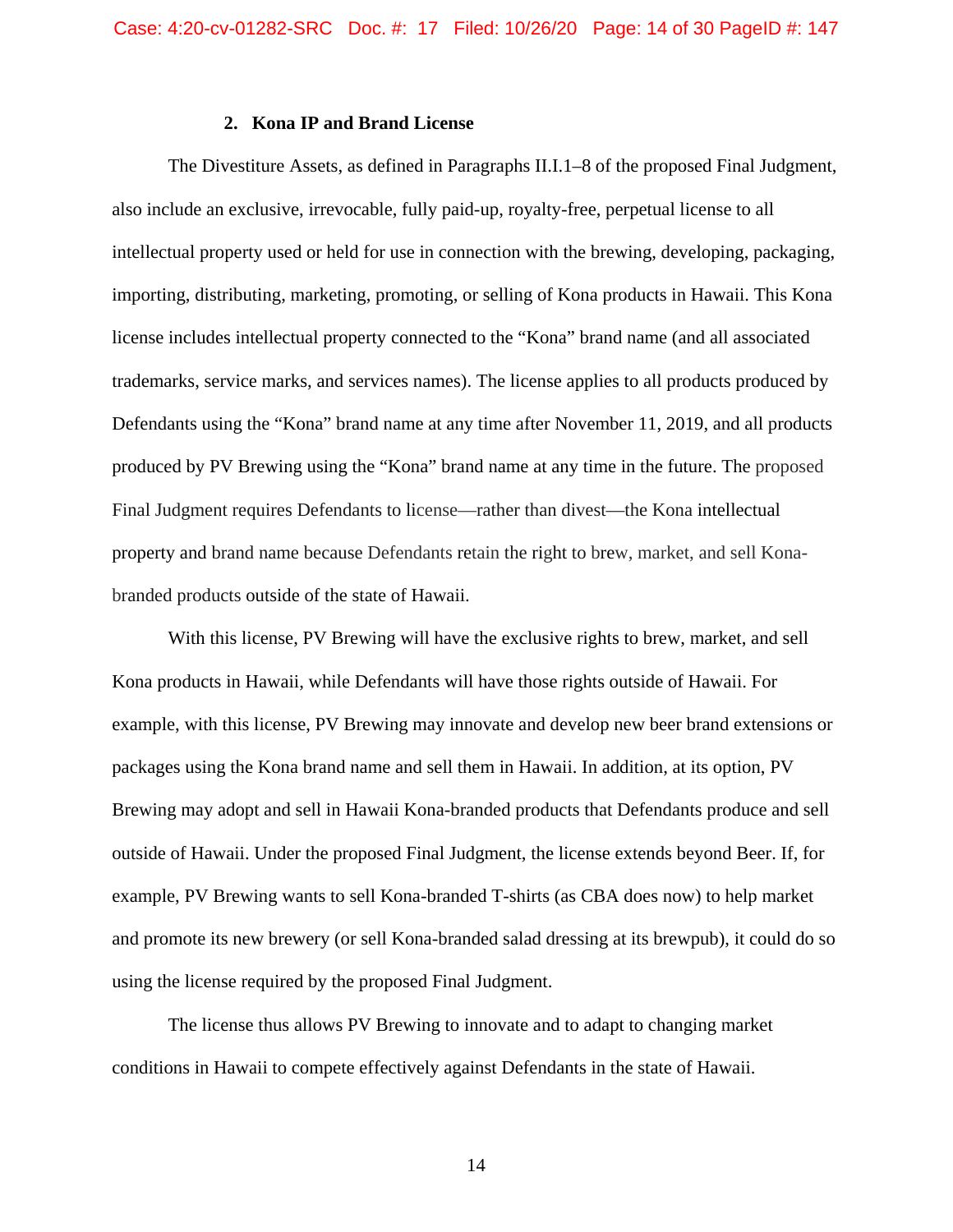### 2. Kona IP and Brand License

The Divestiture Assets, as defined in Paragraphs II.I.1–8 of the proposed Final Judgment, also include an exclusive, irrevocable, fully paid-up, royalty-free, perpetual license to all intellectual property used or held for use in connection with the brewing, developing, packaging, importing, distributing, marketing, promoting, or selling of Kona products in Hawaii. This Kona license includes intellectual property connected to the "Kona" brand name (and all associated trademarks, service marks, and services names). The license applies to all products produced by Defendants using the "Kona" brand name at any time after November 11, 2019, and all products produced by PV Brewing using the "Kona" brand name at any time in the future. The proposed Final Judgment requires Defendants to license—rather than divest—the Kona intellectual property and brand name because Defendants retain the right to brew, market, and sell Kona-branded products outside of the state of Hawaii.

With this license, PV Brewing will have the exclusive rights to brew, market, and sell Kona products in Hawaii, while Defendants will have those rights outside of Hawaii. For example, with this license, PV Brewing may innovate and develop new beer brand extensions or packages using the Kona brand name and sell them in Hawaii. In addition, at its option, PV Brewing may adopt and sell in Hawaii Kona-branded products that Defendants produce and sell outside of Hawaii. Under the proposed Final Judgment, the license extends beyond Beer. If, for example, PV Brewing wants to sell Kona-branded T-shirts (as CBA does now) to help market and promote its new brewery (or sell Kona-branded salad dressing at its brewpub), it could do so using the license required by the proposed Final Judgment.

The license thus allows PV Brewing to innovate and to adapt to changing market conditions in Hawaii to compete effectively against Defendants in the state of Hawaii.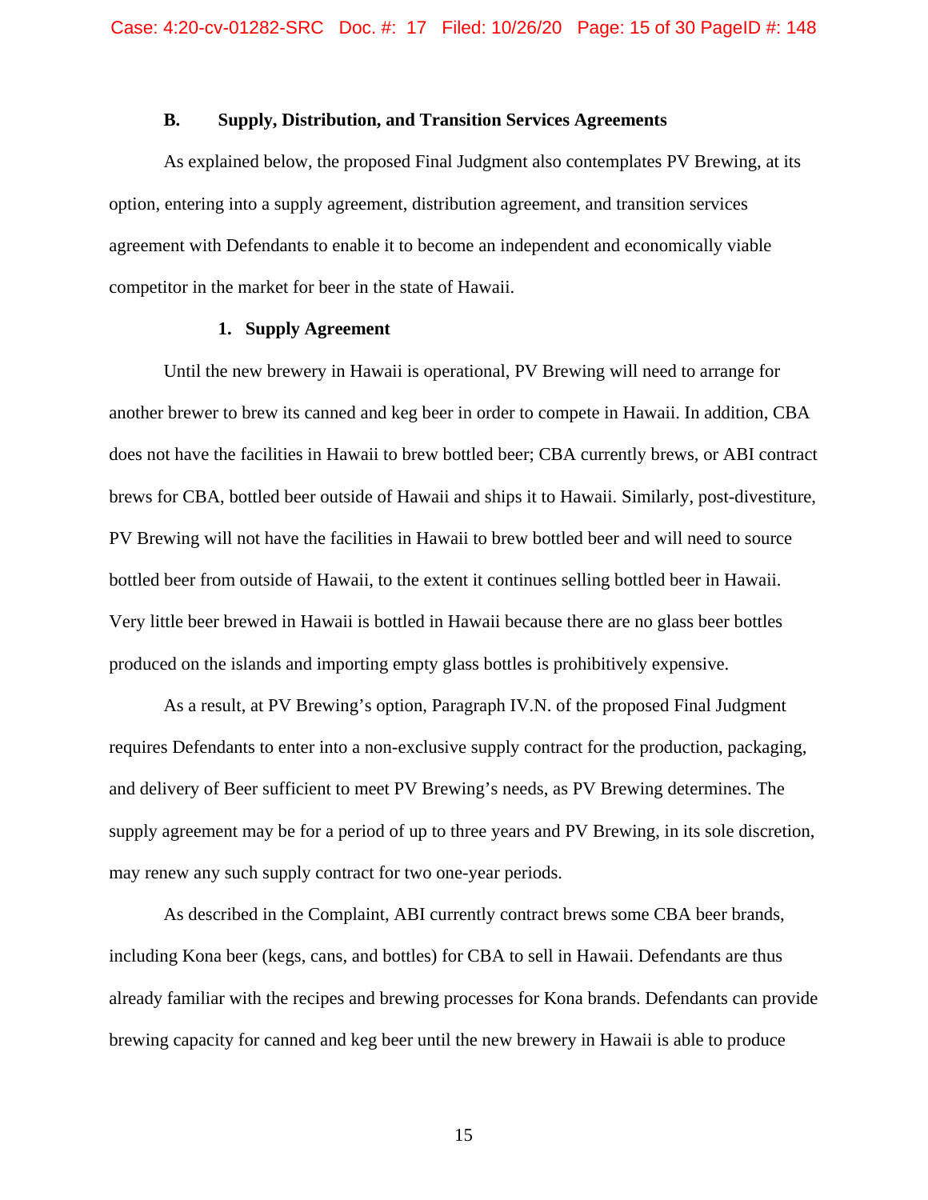### B. Supply, Distribution, and Transition Services Agreements

As explained below, the proposed Final Judgment also contemplates PV Brewing, at its option, entering into a supply agreement, distribution agreement, and transition services agreement with Defendants to enable it to become an independent and economically viable competitor in the market for beer in the state of Hawaii.

#### 1. Supply Agreement

Until the new brewery in Hawaii is operational, PV Brewing will need to arrange for another brewer to brew its canned and keg beer in order to compete in Hawaii. In addition, CBA does not have the facilities in Hawaii to brew bottled beer; CBA currently brews, or ABI contract brews for CBA, bottled beer outside of Hawaii and ships it to Hawaii. Similarly, post-divestiture, PV Brewing will not have the facilities in Hawaii to brew bottled beer and will need to source bottled beer from outside of Hawaii, to the extent it continues selling bottled beer in Hawaii. Very little beer brewed in Hawaii is bottled in Hawaii because there are no glass beer bottles produced on the islands and importing empty glass bottles is prohibitively expensive.

As a result, at PV Brewing's option, Paragraph IV.N. of the proposed Final Judgment requires Defendants to enter into a non-exclusive supply contract for the production, packaging, and delivery of Beer sufficient to meet PV Brewing's needs, as PV Brewing determines. The supply agreement may be for a period of up to three years and PV Brewing, in its sole discretion, may renew any such supply contract for two one-year periods.

As described in the Complaint, ABI currently contract brews some CBA beer brands, including Kona beer (kegs, cans, and bottles) for CBA to sell in Hawaii. Defendants are thus already familiar with the recipes and brewing processes for Kona brands. Defendants can provide brewing capacity for canned and keg beer until the new brewery in Hawaii is able to produce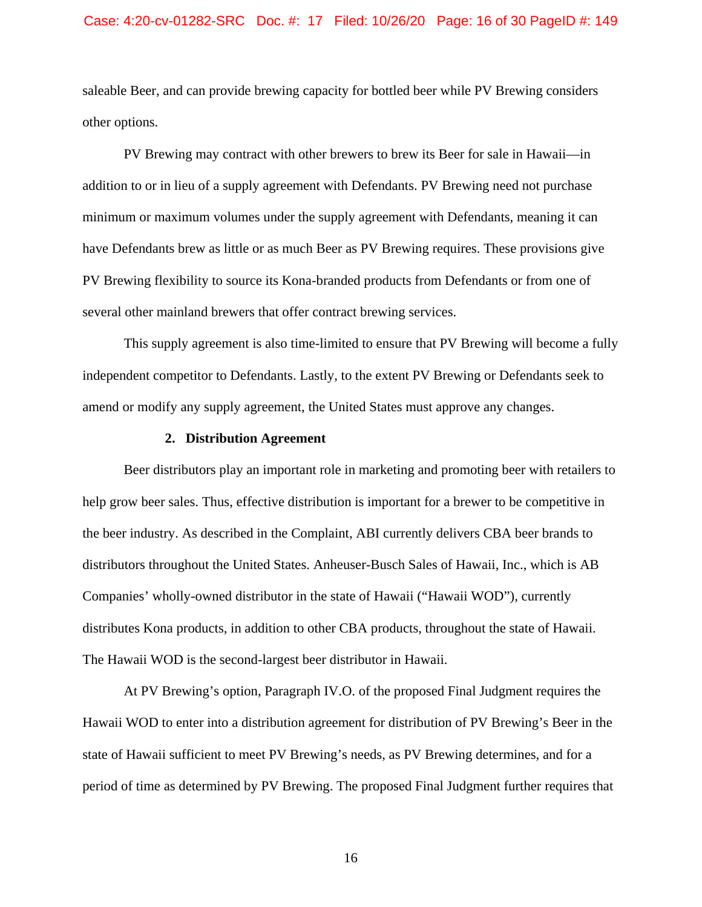saleable Beer, and can provide brewing capacity for bottled beer while PV Brewing considers other options.

PV Brewing may contract with other brewers to brew its Beer for sale in Hawaii—in addition to or in lieu of a supply agreement with Defendants. PV Brewing need not purchase minimum or maximum volumes under the supply agreement with Defendants, meaning it can have Defendants brew as little or as much Beer as PV Brewing requires. These provisions give PV Brewing flexibility to source its Kona-branded products from Defendants or from one of several other mainland brewers that offer contract brewing services.

This supply agreement is also time-limited to ensure that PV Brewing will become a fully independent competitor to Defendants. Lastly, to the extent PV Brewing or Defendants seek to amend or modify any supply agreement, the United States must approve any changes.

### 2. Distribution Agreement

Beer distributors play an important role in marketing and promoting beer with retailers to help grow beer sales. Thus, effective distribution is important for a brewer to be competitive in the beer industry. As described in the Complaint, ABI currently delivers CBA beer brands to distributors throughout the United States. Anheuser-Busch Sales of Hawaii, Inc., which is AB Companies' wholly-owned distributor in the state of Hawaii ("Hawaii WOD"), currently distributes Kona products, in addition to other CBA products, throughout the state of Hawaii. The Hawaii WOD is the second-largest beer distributor in Hawaii.

At PV Brewing's option, Paragraph IV.O. of the proposed Final Judgment requires the Hawaii WOD to enter into a distribution agreement for distribution of PV Brewing's Beer in the state of Hawaii sufficient to meet PV Brewing's needs, as PV Brewing determines, and for a period of time as determined by PV Brewing. The proposed Final Judgment further requires that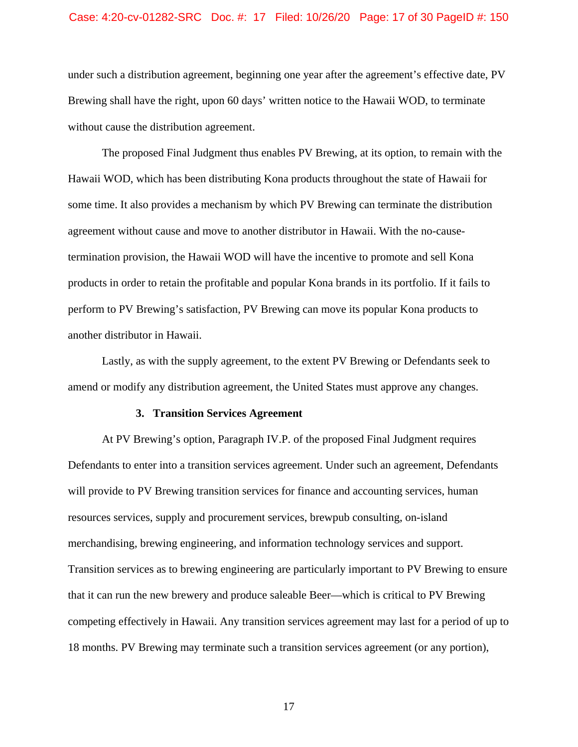under such a distribution agreement, beginning one year after the agreement's effective date, PV Brewing shall have the right, upon 60 days' written notice to the Hawaii WOD, to terminate without cause the distribution agreement.

The proposed Final Judgment thus enables PV Brewing, at its option, to remain with the Hawaii WOD, which has been distributing Kona products throughout the state of Hawaii for some time. It also provides a mechanism by which PV Brewing can terminate the distribution agreement without cause and move to another distributor in Hawaii. With the no-cause-termination provision, the Hawaii WOD will have the incentive to promote and sell Kona products in order to retain the profitable and popular Kona brands in its portfolio. If it fails to perform to PV Brewing's satisfaction, PV Brewing can move its popular Kona products to another distributor in Hawaii.

Lastly, as with the supply agreement, to the extent PV Brewing or Defendants seek to amend or modify any distribution agreement, the United States must approve any changes.

### 3. Transition Services Agreement

At PV Brewing's option, Paragraph IV.P. of the proposed Final Judgment requires Defendants to enter into a transition services agreement. Under such an agreement, Defendants will provide to PV Brewing transition services for finance and accounting services, human resources services, supply and procurement services, brewpub consulting, on-island merchandising, brewing engineering, and information technology services and support. Transition services as to brewing engineering are particularly important to PV Brewing to ensure that it can run the new brewery and produce saleable Beer—which is critical to PV Brewing competing effectively in Hawaii. Any transition services agreement may last for a period of up to 18 months. PV Brewing may terminate such a transition services agreement (or any portion),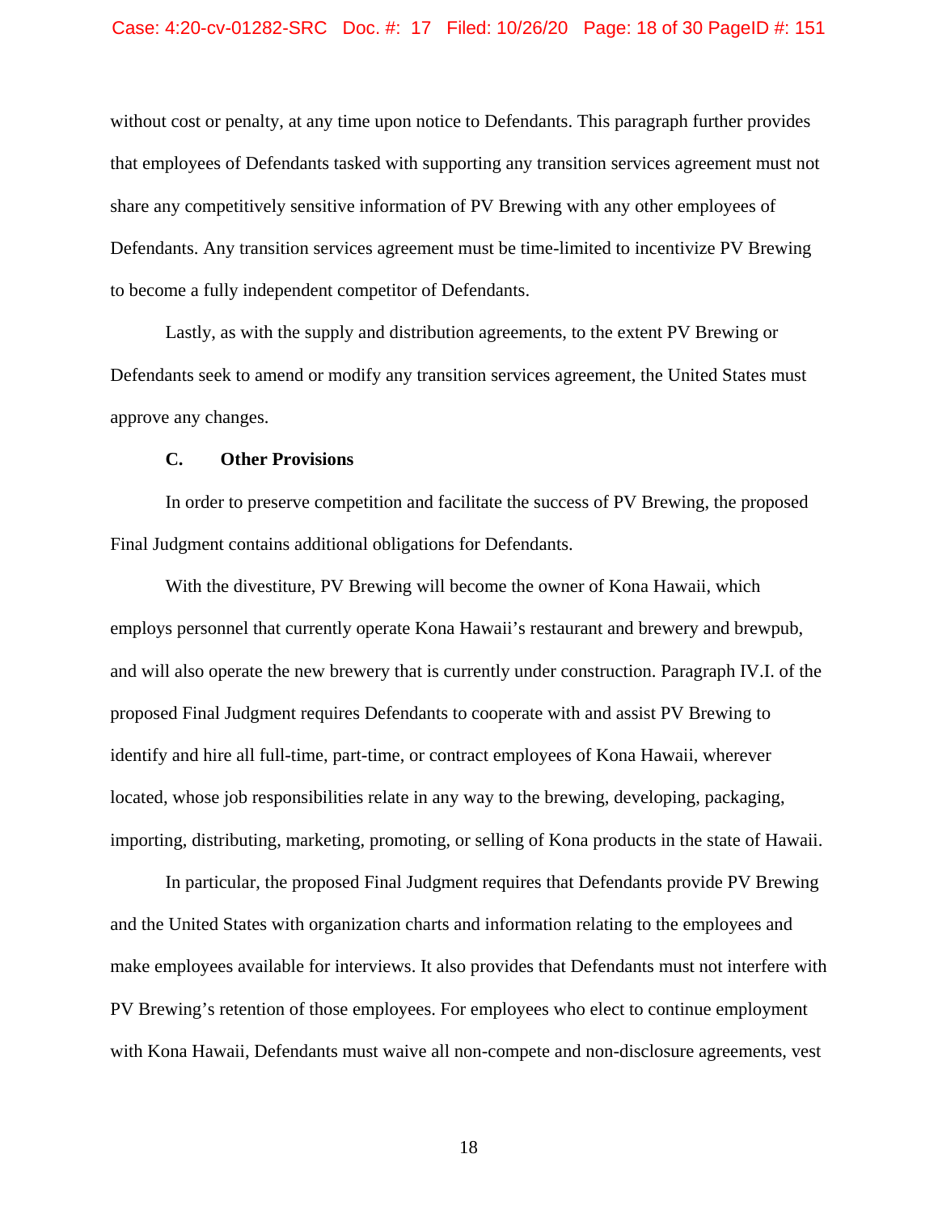without cost or penalty, at any time upon notice to Defendants. This paragraph further provides that employees of Defendants tasked with supporting any transition services agreement must not share any competitively sensitive information of PV Brewing with any other employees of Defendants. Any transition services agreement must be time-limited to incentivize PV Brewing to become a fully independent competitor of Defendants.

Lastly, as with the supply and distribution agreements, to the extent PV Brewing or Defendants seek to amend or modify any transition services agreement, the United States must approve any changes.

### C. Other Provisions

In order to preserve competition and facilitate the success of PV Brewing, the proposed Final Judgment contains additional obligations for Defendants.

With the divestiture, PV Brewing will become the owner of Kona Hawaii, which employs personnel that currently operate Kona Hawaii's restaurant and brewery and brewpub, and will also operate the new brewery that is currently under construction. Paragraph IV.I. of the proposed Final Judgment requires Defendants to cooperate with and assist PV Brewing to identify and hire all full-time, part-time, or contract employees of Kona Hawaii, wherever located, whose job responsibilities relate in any way to the brewing, developing, packaging, importing, distributing, marketing, promoting, or selling of Kona products in the state of Hawaii.

In particular, the proposed Final Judgment requires that Defendants provide PV Brewing and the United States with organization charts and information relating to the employees and make employees available for interviews. It also provides that Defendants must not interfere with PV Brewing's retention of those employees. For employees who elect to continue employment with Kona Hawaii, Defendants must waive all non-compete and non-disclosure agreements, vest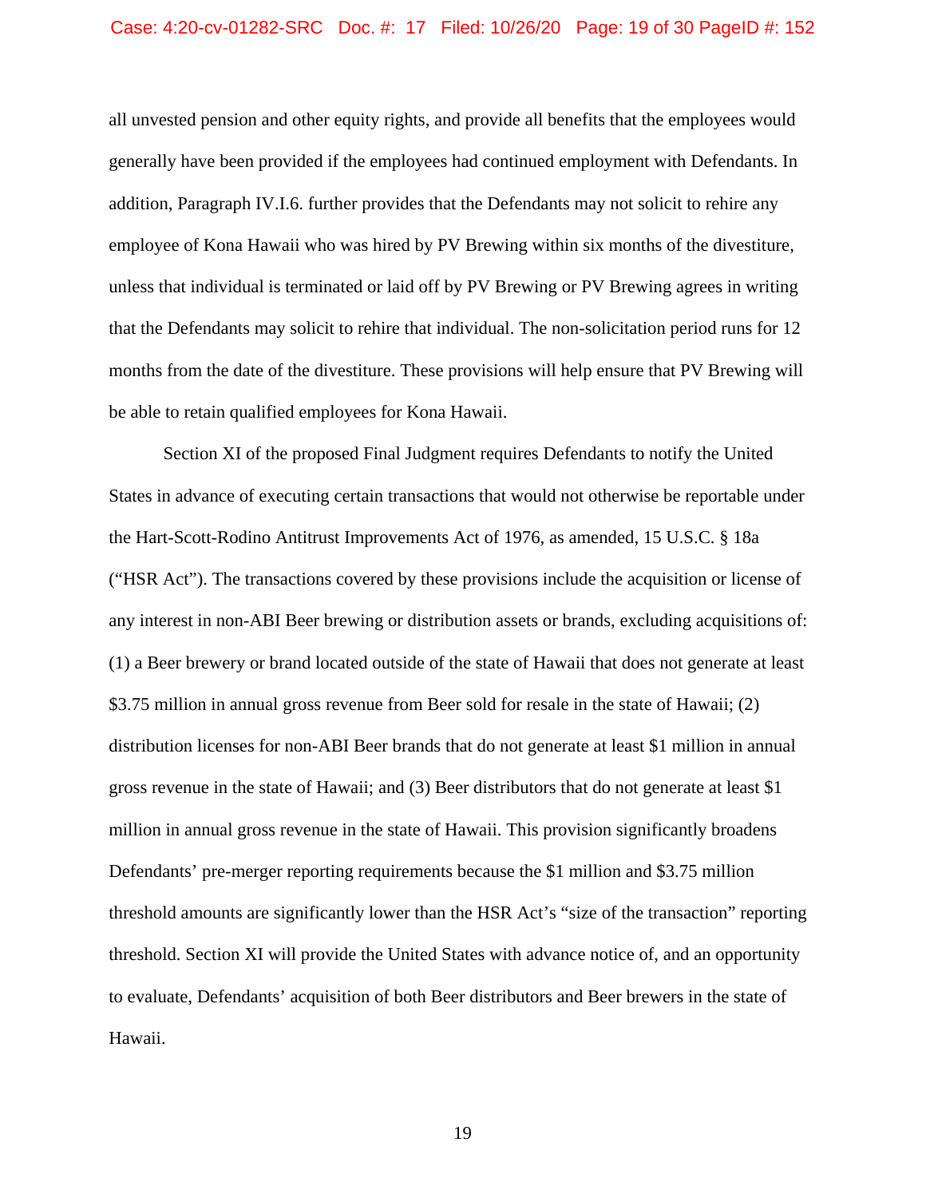all unvested pension and other equity rights, and provide all benefits that the employees would generally have been provided if the employees had continued employment with Defendants. In addition, Paragraph IV.I.6. further provides that the Defendants may not solicit to rehire any employee of Kona Hawaii who was hired by PV Brewing within six months of the divestiture, unless that individual is terminated or laid off by PV Brewing or PV Brewing agrees in writing that the Defendants may solicit to rehire that individual. The non-solicitation period runs for 12 months from the date of the divestiture. These provisions will help ensure that PV Brewing will be able to retain qualified employees for Kona Hawaii.

Section XI of the proposed Final Judgment requires Defendants to notify the United States in advance of executing certain transactions that would not otherwise be reportable under the Hart-Scott-Rodino Antitrust Improvements Act of 1976, as amended, 15 U.S.C. § 18a ("HSR Act"). The transactions covered by these provisions include the acquisition or license of any interest in non-ABI Beer brewing or distribution assets or brands, excluding acquisitions of: (1) a Beer brewery or brand located outside of the state of Hawaii that does not generate at least $3.75 million in annual gross revenue from Beer sold for resale in the state of Hawaii; (2) distribution licenses for non-ABI Beer brands that do not generate at least $1 million in annual gross revenue in the state of Hawaii; and (3) Beer distributors that do not generate at least $1 million in annual gross revenue in the state of Hawaii. This provision significantly broadens Defendants' pre-merger reporting requirements because the $1 million and $3.75 million threshold amounts are significantly lower than the HSR Act's "size of the transaction" reporting threshold. Section XI will provide the United States with advance notice of, and an opportunity to evaluate, Defendants' acquisition of both Beer distributors and Beer brewers in the state of Hawaii.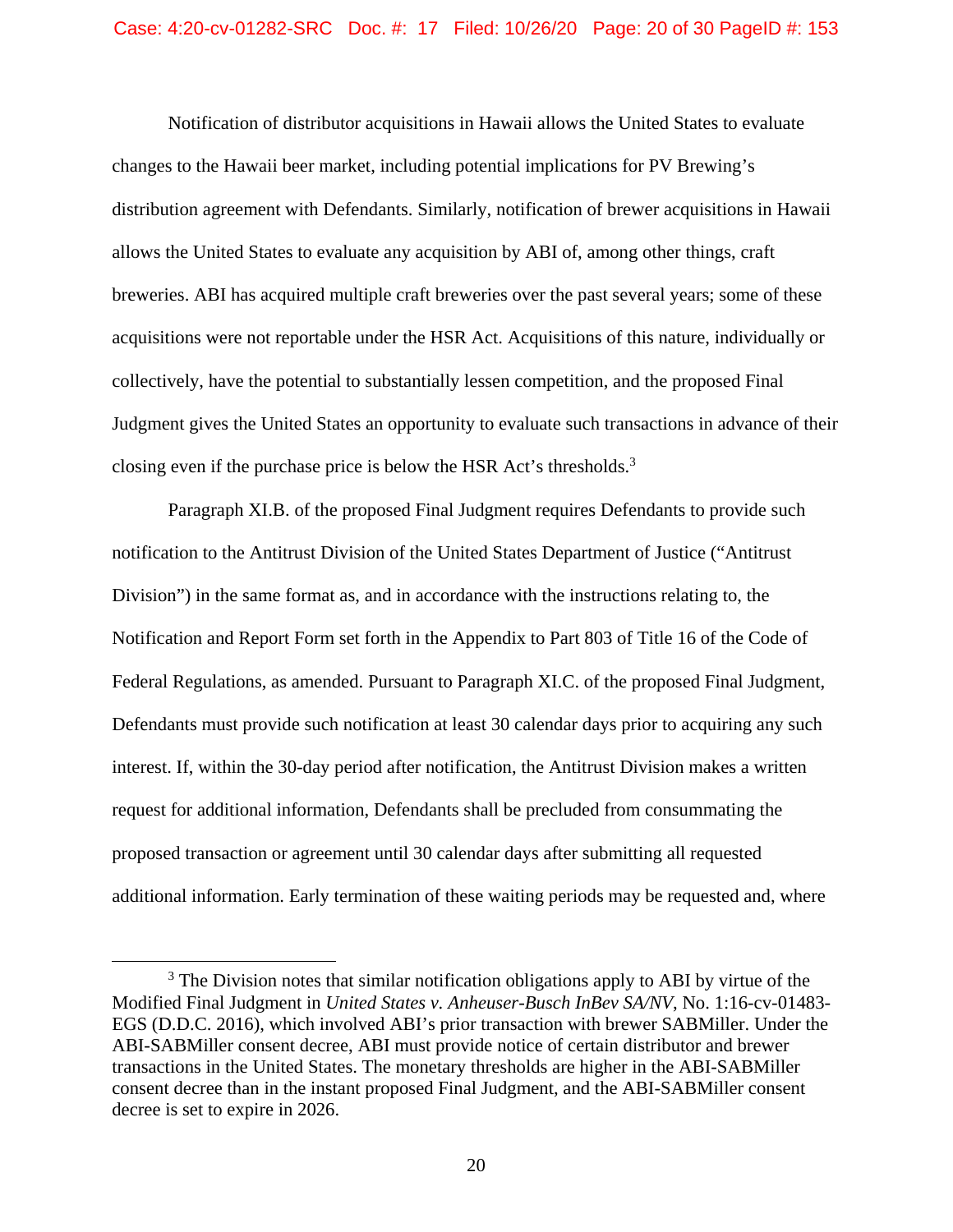Notification of distributor acquisitions in Hawaii allows the United States to evaluate changes to the Hawaii beer market, including potential implications for PV Brewing's distribution agreement with Defendants. Similarly, notification of brewer acquisitions in Hawaii allows the United States to evaluate any acquisition by ABI of, among other things, craft breweries. ABI has acquired multiple craft breweries over the past several years; some of these acquisitions were not reportable under the HSR Act. Acquisitions of this nature, individually or collectively, have the potential to substantially lessen competition, and the proposed Final Judgment gives the United States an opportunity to evaluate such transactions in advance of their closing even if the purchase price is below the HSR Act's thresholds.[3]

Paragraph XI.B. of the proposed Final Judgment requires Defendants to provide such notification to the Antitrust Division of the United States Department of Justice ("Antitrust Division") in the same format as, and in accordance with the instructions relating to, the Notification and Report Form set forth in the Appendix to Part 803 of Title 16 of the Code of Federal Regulations, as amended. Pursuant to Paragraph XI.C. of the proposed Final Judgment, Defendants must provide such notification at least 30 calendar days prior to acquiring any such interest. If, within the 30-day period after notification, the Antitrust Division makes a written request for additional information, Defendants shall be precluded from consummating the proposed transaction or agreement until 30 calendar days after submitting all requested additional information. Early termination of these waiting periods may be requested and, where

---

[3] The Division notes that similar notification obligations apply to ABI by virtue of the Modified Final Judgment in *United States v. Anheuser-Busch InBev SA/NV*, No. 1:16-cv-01483-EGS (D.D.C. 2016), which involved ABI's prior transaction with brewer SABMiller. Under the ABI-SABMiller consent decree, ABI must provide notice of certain distributor and brewer transactions in the United States. The monetary thresholds are higher in the ABI-SABMiller consent decree than in the instant proposed Final Judgment, and the ABI-SABMiller consent decree is set to expire in 2026.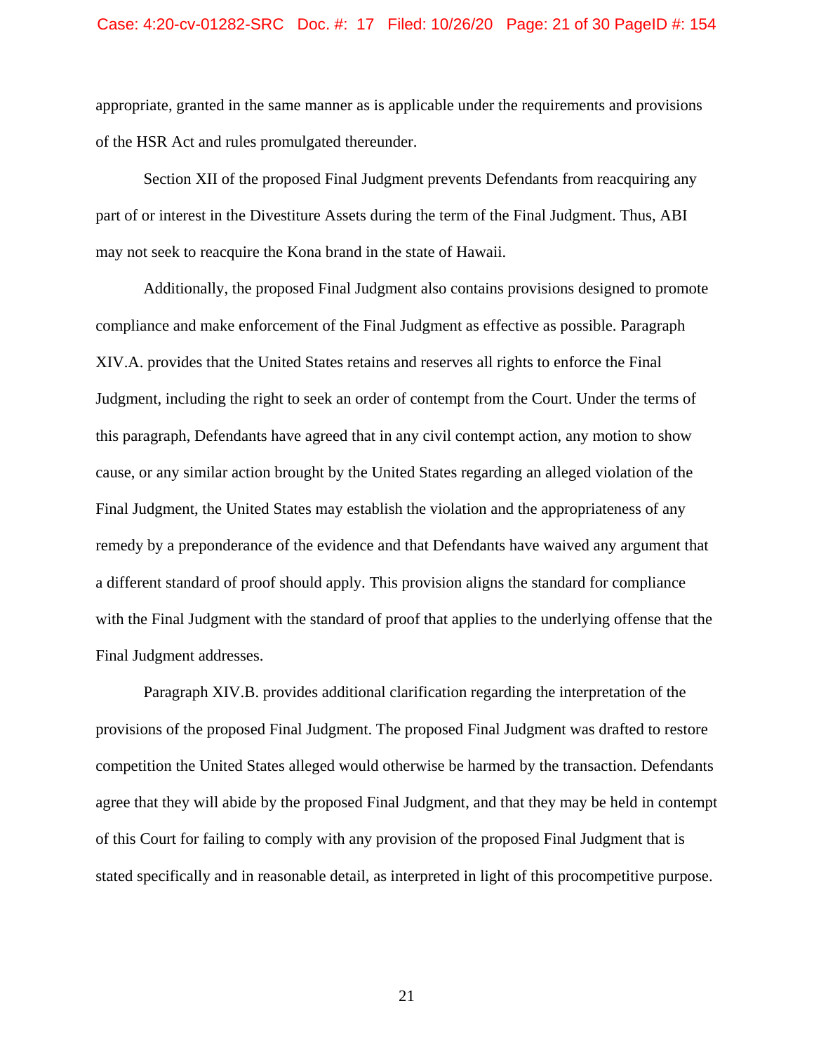appropriate, granted in the same manner as is applicable under the requirements and provisions of the HSR Act and rules promulgated thereunder.

Section XII of the proposed Final Judgment prevents Defendants from reacquiring any part of or interest in the Divestiture Assets during the term of the Final Judgment. Thus, ABI may not seek to reacquire the Kona brand in the state of Hawaii.

Additionally, the proposed Final Judgment also contains provisions designed to promote compliance and make enforcement of the Final Judgment as effective as possible. Paragraph XIV.A. provides that the United States retains and reserves all rights to enforce the Final Judgment, including the right to seek an order of contempt from the Court. Under the terms of this paragraph, Defendants have agreed that in any civil contempt action, any motion to show cause, or any similar action brought by the United States regarding an alleged violation of the Final Judgment, the United States may establish the violation and the appropriateness of any remedy by a preponderance of the evidence and that Defendants have waived any argument that a different standard of proof should apply. This provision aligns the standard for compliance with the Final Judgment with the standard of proof that applies to the underlying offense that the Final Judgment addresses.

Paragraph XIV.B. provides additional clarification regarding the interpretation of the provisions of the proposed Final Judgment. The proposed Final Judgment was drafted to restore competition the United States alleged would otherwise be harmed by the transaction. Defendants agree that they will abide by the proposed Final Judgment, and that they may be held in contempt of this Court for failing to comply with any provision of the proposed Final Judgment that is stated specifically and in reasonable detail, as interpreted in light of this procompetitive purpose.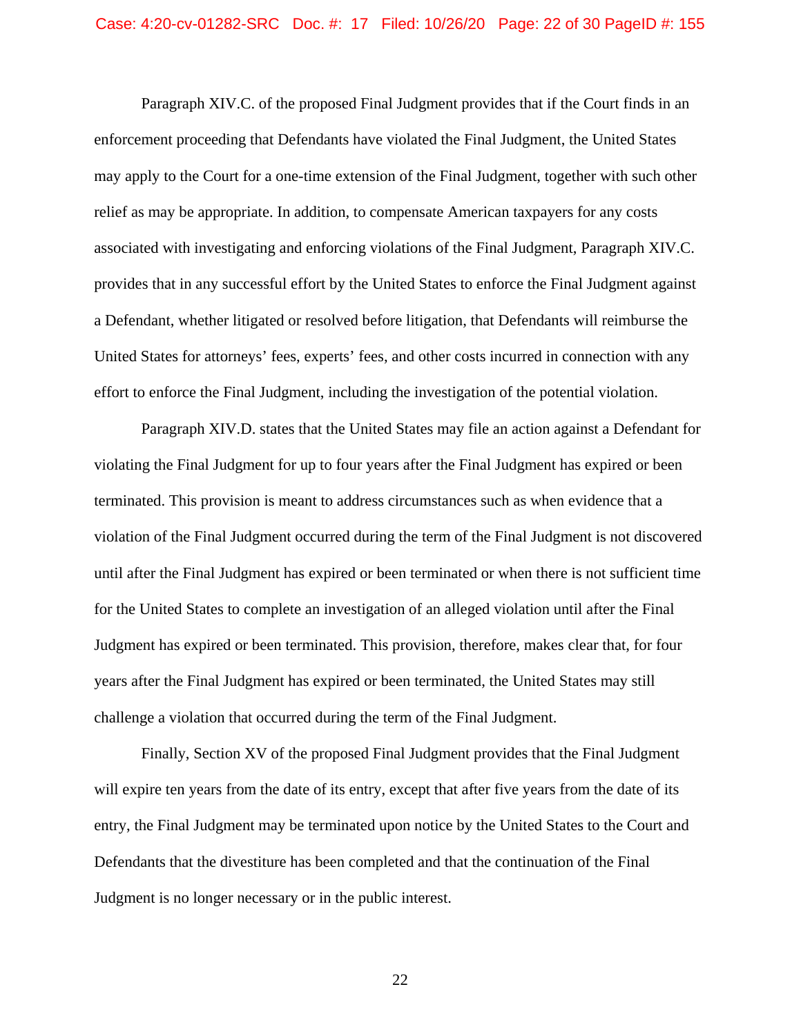Paragraph XIV.C. of the proposed Final Judgment provides that if the Court finds in an enforcement proceeding that Defendants have violated the Final Judgment, the United States may apply to the Court for a one-time extension of the Final Judgment, together with such other relief as may be appropriate. In addition, to compensate American taxpayers for any costs associated with investigating and enforcing violations of the Final Judgment, Paragraph XIV.C. provides that in any successful effort by the United States to enforce the Final Judgment against a Defendant, whether litigated or resolved before litigation, that Defendants will reimburse the United States for attorneys' fees, experts' fees, and other costs incurred in connection with any effort to enforce the Final Judgment, including the investigation of the potential violation.

Paragraph XIV.D. states that the United States may file an action against a Defendant for violating the Final Judgment for up to four years after the Final Judgment has expired or been terminated. This provision is meant to address circumstances such as when evidence that a violation of the Final Judgment occurred during the term of the Final Judgment is not discovered until after the Final Judgment has expired or been terminated or when there is not sufficient time for the United States to complete an investigation of an alleged violation until after the Final Judgment has expired or been terminated. This provision, therefore, makes clear that, for four years after the Final Judgment has expired or been terminated, the United States may still challenge a violation that occurred during the term of the Final Judgment.

Finally, Section XV of the proposed Final Judgment provides that the Final Judgment will expire ten years from the date of its entry, except that after five years from the date of its entry, the Final Judgment may be terminated upon notice by the United States to the Court and Defendants that the divestiture has been completed and that the continuation of the Final Judgment is no longer necessary or in the public interest.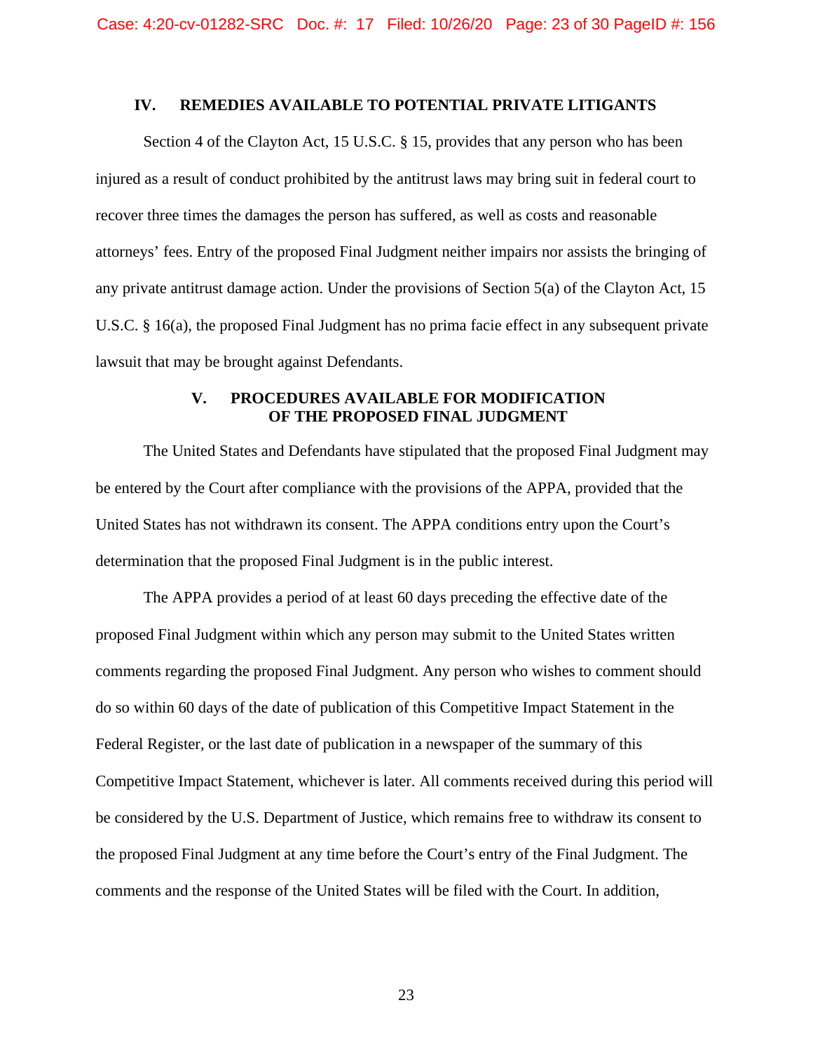## IV. REMEDIES AVAILABLE TO POTENTIAL PRIVATE LITIGANTS

Section 4 of the Clayton Act, 15 U.S.C. § 15, provides that any person who has been injured as a result of conduct prohibited by the antitrust laws may bring suit in federal court to recover three times the damages the person has suffered, as well as costs and reasonable attorneys' fees. Entry of the proposed Final Judgment neither impairs nor assists the bringing of any private antitrust damage action. Under the provisions of Section 5(a) of the Clayton Act, 15 U.S.C. § 16(a), the proposed Final Judgment has no prima facie effect in any subsequent private lawsuit that may be brought against Defendants.

## V. PROCEDURES AVAILABLE FOR MODIFICATION OF THE PROPOSED FINAL JUDGMENT

The United States and Defendants have stipulated that the proposed Final Judgment may be entered by the Court after compliance with the provisions of the APPA, provided that the United States has not withdrawn its consent. The APPA conditions entry upon the Court's determination that the proposed Final Judgment is in the public interest.

The APPA provides a period of at least 60 days preceding the effective date of the proposed Final Judgment within which any person may submit to the United States written comments regarding the proposed Final Judgment. Any person who wishes to comment should do so within 60 days of the date of publication of this Competitive Impact Statement in the Federal Register, or the last date of publication in a newspaper of the summary of this Competitive Impact Statement, whichever is later. All comments received during this period will be considered by the U.S. Department of Justice, which remains free to withdraw its consent to the proposed Final Judgment at any time before the Court's entry of the Final Judgment. The comments and the response of the United States will be filed with the Court. In addition,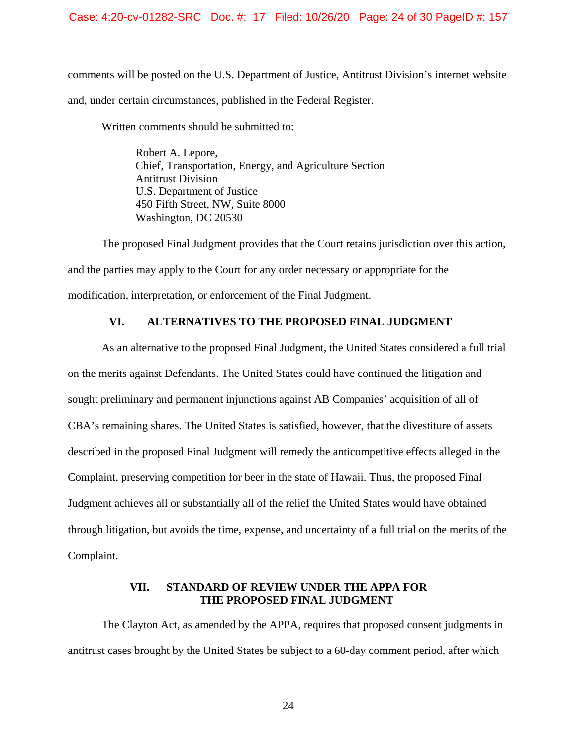comments will be posted on the U.S. Department of Justice, Antitrust Division's internet website and, under certain circumstances, published in the Federal Register.

Written comments should be submitted to:

> Robert A. Lepore,
> Chief, Transportation, Energy, and Agriculture Section
> Antitrust Division
> U.S. Department of Justice
> 450 Fifth Street, NW, Suite 8000
> Washington, DC 20530

The proposed Final Judgment provides that the Court retains jurisdiction over this action, and the parties may apply to the Court for any order necessary or appropriate for the modification, interpretation, or enforcement of the Final Judgment.

## VI. ALTERNATIVES TO THE PROPOSED FINAL JUDGMENT

As an alternative to the proposed Final Judgment, the United States considered a full trial on the merits against Defendants. The United States could have continued the litigation and sought preliminary and permanent injunctions against AB Companies' acquisition of all of CBA's remaining shares. The United States is satisfied, however, that the divestiture of assets described in the proposed Final Judgment will remedy the anticompetitive effects alleged in the Complaint, preserving competition for beer in the state of Hawaii. Thus, the proposed Final Judgment achieves all or substantially all of the relief the United States would have obtained through litigation, but avoids the time, expense, and uncertainty of a full trial on the merits of the Complaint.

## VII. STANDARD OF REVIEW UNDER THE APPA FOR THE PROPOSED FINAL JUDGMENT

The Clayton Act, as amended by the APPA, requires that proposed consent judgments in antitrust cases brought by the United States be subject to a 60-day comment period, after which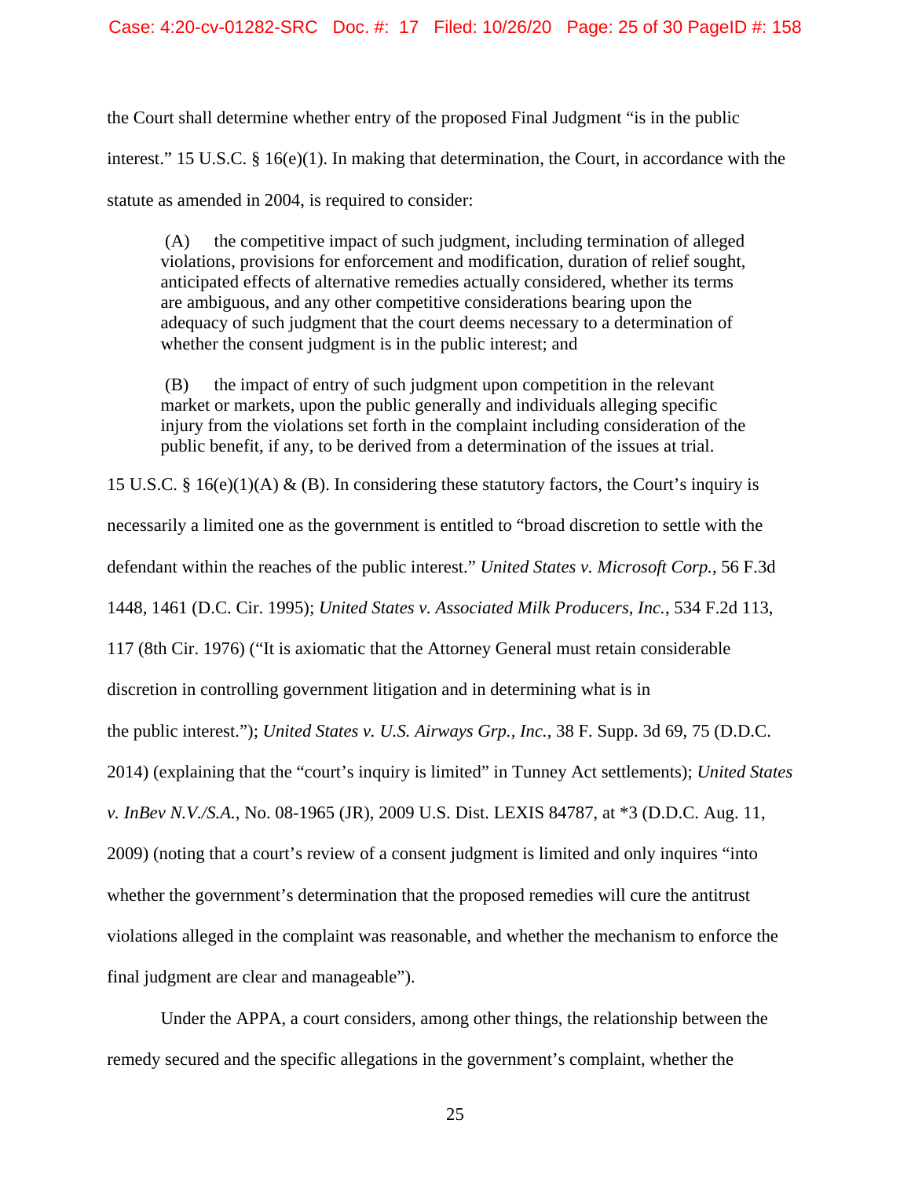the Court shall determine whether entry of the proposed Final Judgment "is in the public interest." 15 U.S.C. § 16(e)(1). In making that determination, the Court, in accordance with the statute as amended in 2004, is required to consider:

> (A) the competitive impact of such judgment, including termination of alleged violations, provisions for enforcement and modification, duration of relief sought, anticipated effects of alternative remedies actually considered, whether its terms are ambiguous, and any other competitive considerations bearing upon the adequacy of such judgment that the court deems necessary to a determination of whether the consent judgment is in the public interest; and
>
> (B) the impact of entry of such judgment upon competition in the relevant market or markets, upon the public generally and individuals alleging specific injury from the violations set forth in the complaint including consideration of the public benefit, if any, to be derived from a determination of the issues at trial.

15 U.S.C. § 16(e)(1)(A) & (B). In considering these statutory factors, the Court's inquiry is necessarily a limited one as the government is entitled to "broad discretion to settle with the defendant within the reaches of the public interest." *United States v. Microsoft Corp.*, 56 F.3d 1448, 1461 (D.C. Cir. 1995); *United States v. Associated Milk Producers, Inc.*, 534 F.2d 113, 117 (8th Cir. 1976) ("It is axiomatic that the Attorney General must retain considerable discretion in controlling government litigation and in determining what is in the public interest."); *United States v. U.S. Airways Grp., Inc.*, 38 F. Supp. 3d 69, 75 (D.D.C. 2014) (explaining that the "court's inquiry is limited" in Tunney Act settlements); *United States v. InBev N.V./S.A.*, No. 08-1965 (JR), 2009 U.S. Dist. LEXIS 84787, at *3 (D.D.C. Aug. 11, 2009) (noting that a court's review of a consent judgment is limited and only inquires "into whether the government's determination that the proposed remedies will cure the antitrust violations alleged in the complaint was reasonable, and whether the mechanism to enforce the final judgment are clear and manageable").

Under the APPA, a court considers, among other things, the relationship between the remedy secured and the specific allegations in the government's complaint, whether the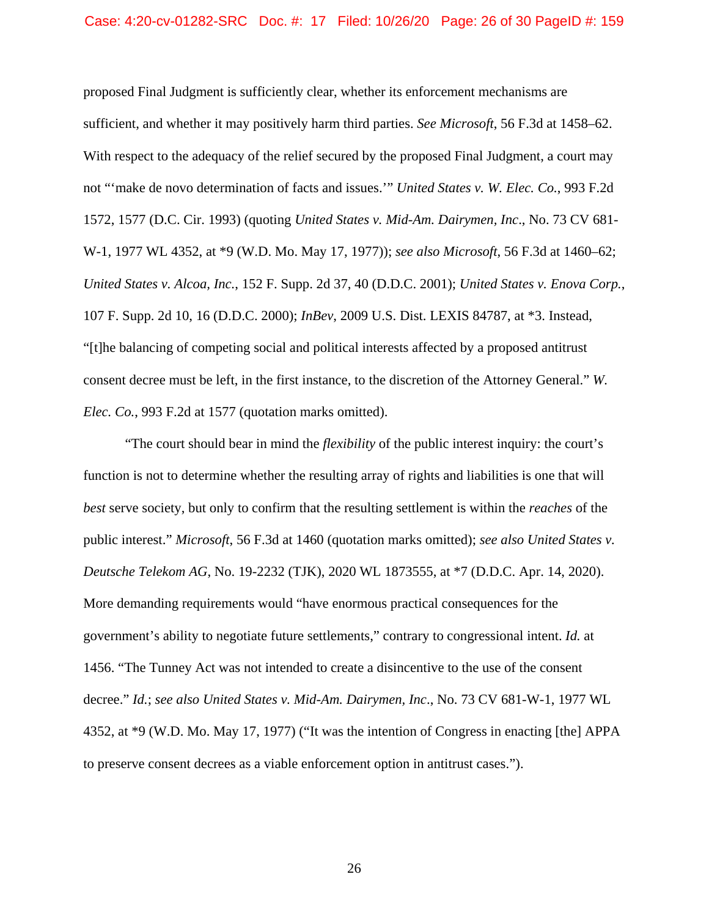proposed Final Judgment is sufficiently clear, whether its enforcement mechanisms are sufficient, and whether it may positively harm third parties. *See Microsoft*, 56 F.3d at 1458–62. With respect to the adequacy of the relief secured by the proposed Final Judgment, a court may not "'make de novo determination of facts and issues.'" *United States v. W. Elec. Co.*, 993 F.2d 1572, 1577 (D.C. Cir. 1993) (quoting *United States v. Mid-Am. Dairymen, Inc*., No. 73 CV 681-W-1, 1977 WL 4352, at *9 (W.D. Mo. May 17, 1977)); *see also Microsoft*, 56 F.3d at 1460–62; *United States v. Alcoa, Inc*., 152 F. Supp. 2d 37, 40 (D.D.C. 2001); *United States v. Enova Corp.*, 107 F. Supp. 2d 10, 16 (D.D.C. 2000); *InBev*, 2009 U.S. Dist. LEXIS 84787, at *3. Instead, "[t]he balancing of competing social and political interests affected by a proposed antitrust consent decree must be left, in the first instance, to the discretion of the Attorney General." *W. Elec. Co.*, 993 F.2d at 1577 (quotation marks omitted).

"The court should bear in mind the *flexibility* of the public interest inquiry: the court's function is not to determine whether the resulting array of rights and liabilities is one that will *best* serve society, but only to confirm that the resulting settlement is within the *reaches* of the public interest." *Microsoft*, 56 F.3d at 1460 (quotation marks omitted); *see also United States v. Deutsche Telekom AG*, No. 19-2232 (TJK), 2020 WL 1873555, at *7 (D.D.C. Apr. 14, 2020). More demanding requirements would "have enormous practical consequences for the government's ability to negotiate future settlements," contrary to congressional intent. *Id.* at 1456. "The Tunney Act was not intended to create a disincentive to the use of the consent decree." *Id.*; *see also United States v. Mid-Am. Dairymen, Inc*., No. 73 CV 681-W-1, 1977 WL 4352, at *9 (W.D. Mo. May 17, 1977) ("It was the intention of Congress in enacting [the] APPA to preserve consent decrees as a viable enforcement option in antitrust cases.").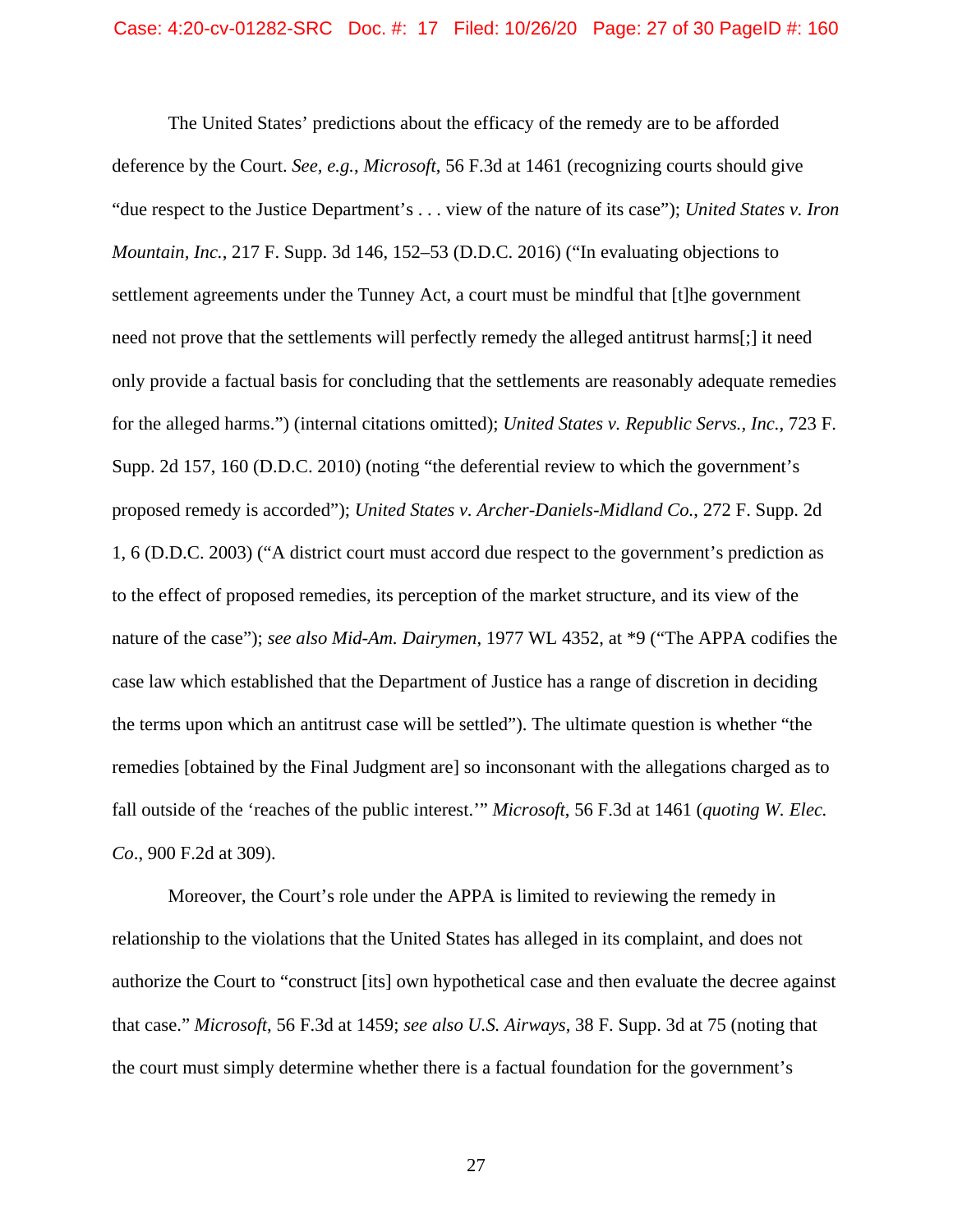The United States' predictions about the efficacy of the remedy are to be afforded deference by the Court. *See, e.g.*, *Microsoft*, 56 F.3d at 1461 (recognizing courts should give "due respect to the Justice Department's . . . view of the nature of its case"); *United States v. Iron Mountain, Inc.*, 217 F. Supp. 3d 146, 152–53 (D.D.C. 2016) ("In evaluating objections to settlement agreements under the Tunney Act, a court must be mindful that [t]he government need not prove that the settlements will perfectly remedy the alleged antitrust harms[;] it need only provide a factual basis for concluding that the settlements are reasonably adequate remedies for the alleged harms.") (internal citations omitted); *United States v. Republic Servs., Inc.*, 723 F. Supp. 2d 157, 160 (D.D.C. 2010) (noting "the deferential review to which the government's proposed remedy is accorded"); *United States v. Archer-Daniels-Midland Co.*, 272 F. Supp. 2d 1, 6 (D.D.C. 2003) ("A district court must accord due respect to the government's prediction as to the effect of proposed remedies, its perception of the market structure, and its view of the nature of the case"); *see also Mid-Am. Dairymen*, 1977 WL 4352, at *9 ("The APPA codifies the case law which established that the Department of Justice has a range of discretion in deciding the terms upon which an antitrust case will be settled"). The ultimate question is whether "the remedies [obtained by the Final Judgment are] so inconsonant with the allegations charged as to fall outside of the 'reaches of the public interest.'" *Microsoft*, 56 F.3d at 1461 (*quoting W. Elec. Co*., 900 F.2d at 309).

Moreover, the Court's role under the APPA is limited to reviewing the remedy in relationship to the violations that the United States has alleged in its complaint, and does not authorize the Court to "construct [its] own hypothetical case and then evaluate the decree against that case." *Microsoft*, 56 F.3d at 1459; *see also U.S. Airways*, 38 F. Supp. 3d at 75 (noting that the court must simply determine whether there is a factual foundation for the government's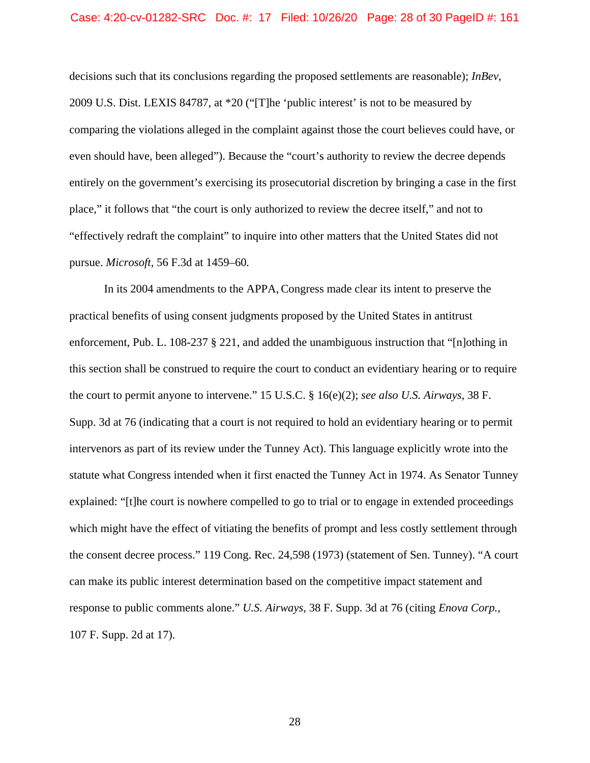decisions such that its conclusions regarding the proposed settlements are reasonable); *InBev*, 2009 U.S. Dist. LEXIS 84787, at *20 ("[T]he 'public interest' is not to be measured by comparing the violations alleged in the complaint against those the court believes could have, or even should have, been alleged"). Because the "court's authority to review the decree depends entirely on the government's exercising its prosecutorial discretion by bringing a case in the first place," it follows that "the court is only authorized to review the decree itself," and not to "effectively redraft the complaint" to inquire into other matters that the United States did not pursue. *Microsoft*, 56 F.3d at 1459–60.

In its 2004 amendments to the APPA, Congress made clear its intent to preserve the practical benefits of using consent judgments proposed by the United States in antitrust enforcement, Pub. L. 108-237 § 221, and added the unambiguous instruction that "[n]othing in this section shall be construed to require the court to conduct an evidentiary hearing or to require the court to permit anyone to intervene." 15 U.S.C. § 16(e)(2); *see also U.S. Airways*, 38 F. Supp. 3d at 76 (indicating that a court is not required to hold an evidentiary hearing or to permit intervenors as part of its review under the Tunney Act). This language explicitly wrote into the statute what Congress intended when it first enacted the Tunney Act in 1974. As Senator Tunney explained: "[t]he court is nowhere compelled to go to trial or to engage in extended proceedings which might have the effect of vitiating the benefits of prompt and less costly settlement through the consent decree process." 119 Cong. Rec. 24,598 (1973) (statement of Sen. Tunney). "A court can make its public interest determination based on the competitive impact statement and response to public comments alone." *U.S. Airways*, 38 F. Supp. 3d at 76 (citing *Enova Corp.*, 107 F. Supp. 2d at 17).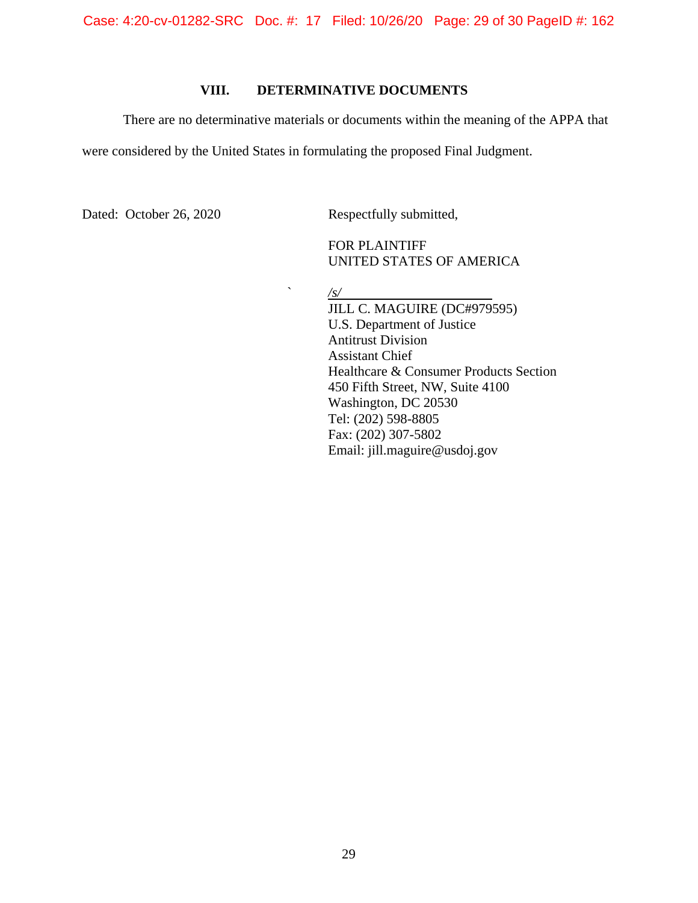## VIII. DETERMINATIVE DOCUMENTS

There are no determinative materials or documents within the meaning of the APPA that were considered by the United States in formulating the proposed Final Judgment.

Dated: October 26, 2020

Respectfully submitted,

FOR PLAINTIFF
UNITED STATES OF AMERICA

*/s/*
JILL C. MAGUIRE (DC#979595)
U.S. Department of Justice
Antitrust Division
Assistant Chief
Healthcare & Consumer Products Section
450 Fifth Street, NW, Suite 4100
Washington, DC 20530
Tel: (202) 598-8805
Fax: (202) 307-5802
Email: jill.maguire@usdoj.gov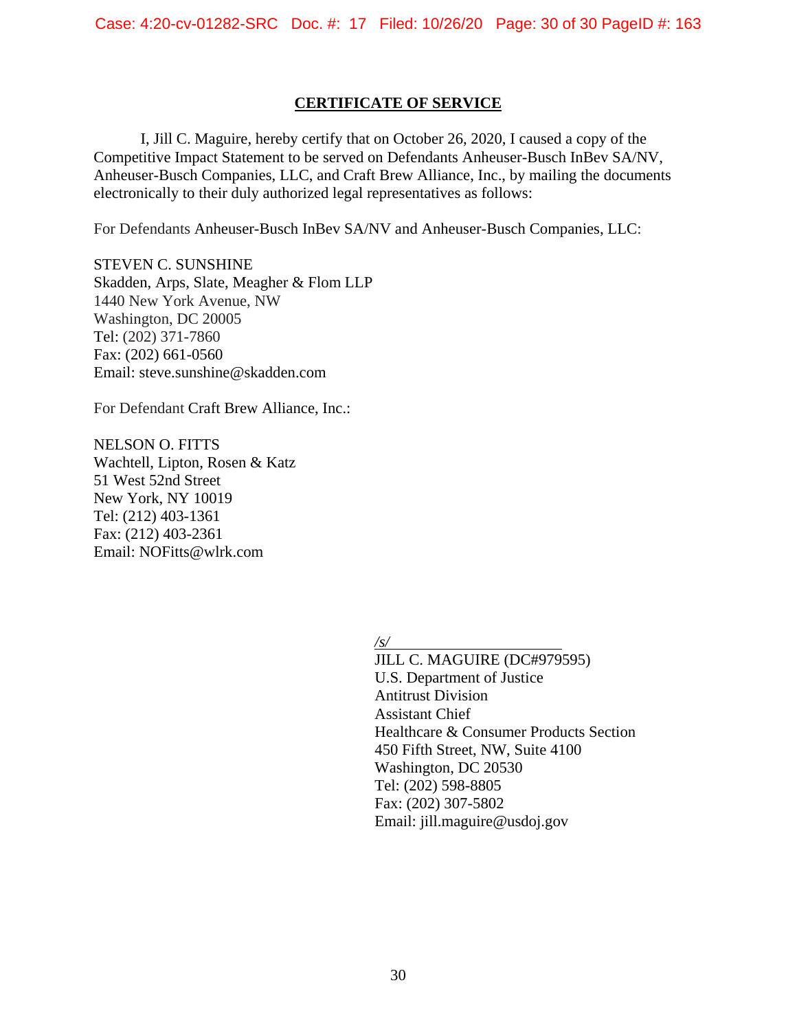## CERTIFICATE OF SERVICE

I, Jill C. Maguire, hereby certify that on October 26, 2020, I caused a copy of the Competitive Impact Statement to be served on Defendants Anheuser-Busch InBev SA/NV, Anheuser-Busch Companies, LLC, and Craft Brew Alliance, Inc., by mailing the documents electronically to their duly authorized legal representatives as follows:

For Defendants Anheuser-Busch InBev SA/NV and Anheuser-Busch Companies, LLC:

STEVEN C. SUNSHINE
Skadden, Arps, Slate, Meagher & Flom LLP
1440 New York Avenue, NW
Washington, DC 20005
Tel: (202) 371-7860
Fax: (202) 661-0560
Email: steve.sunshine@skadden.com

For Defendant Craft Brew Alliance, Inc.:

NELSON O. FITTS
Wachtell, Lipton, Rosen & Katz
51 West 52nd Street
New York, NY 10019
Tel: (212) 403-1361
Fax: (212) 403-2361
Email: NOFitts@wlrk.com

*/s/*
JILL C. MAGUIRE (DC#979595)
U.S. Department of Justice
Antitrust Division
Assistant Chief
Healthcare & Consumer Products Section
450 Fifth Street, NW, Suite 4100
Washington, DC 20530
Tel: (202) 598-8805
Fax: (202) 307-5802
Email: jill.maguire@usdoj.gov